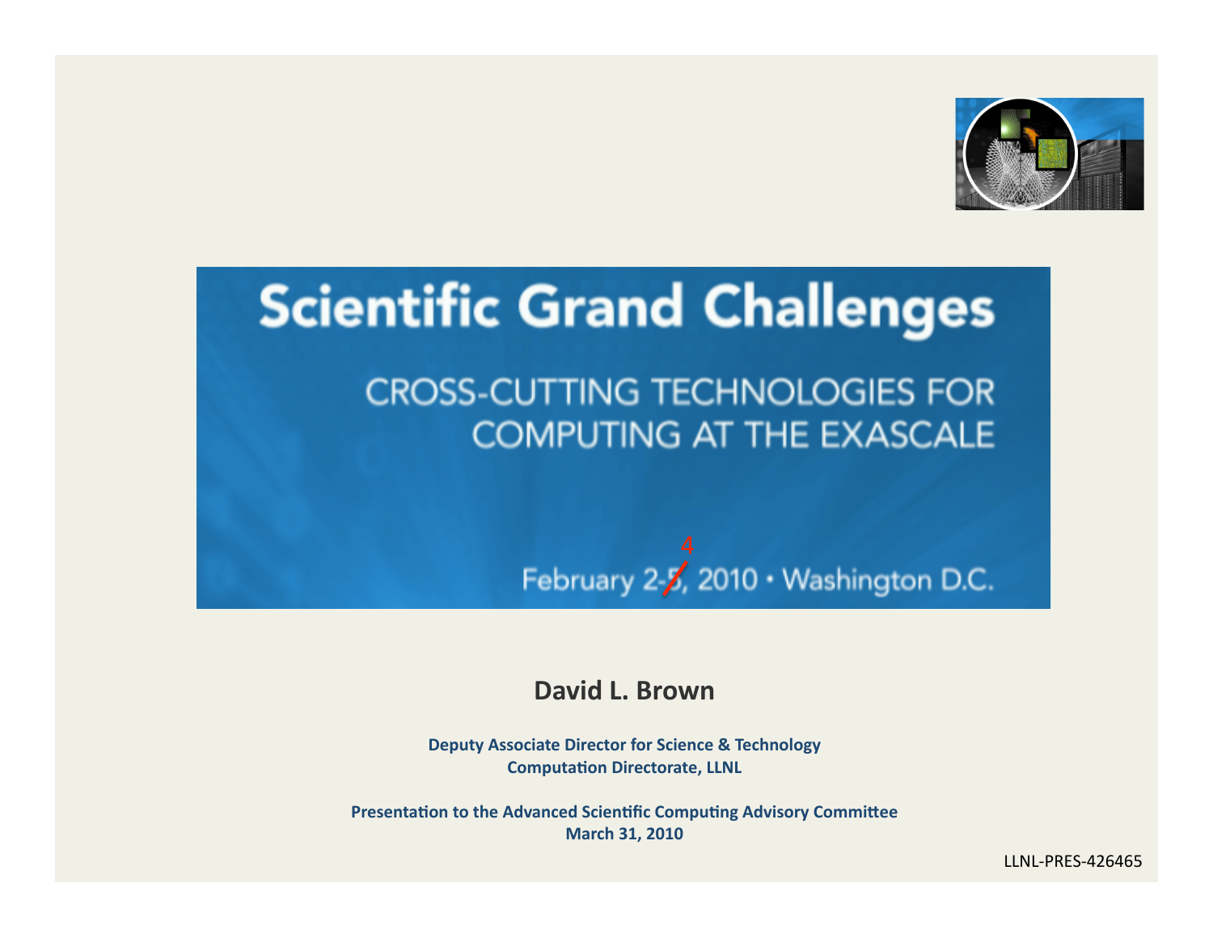# Scientific Grand Challenges

## CROSS-CUTTING TECHNOLOGIES FOR COMPUTING AT THE EXASCALE

February 2-~~5~~4, 2010 • Washington D.C.

**David L. Brown**

**Deputy Associate Director for Science & Technology**
**Computation Directorate, LLNL**

**Presentation to the Advanced Scientific Computing Advisory Committee**
**March 31, 2010**

LLNL-PRES-426465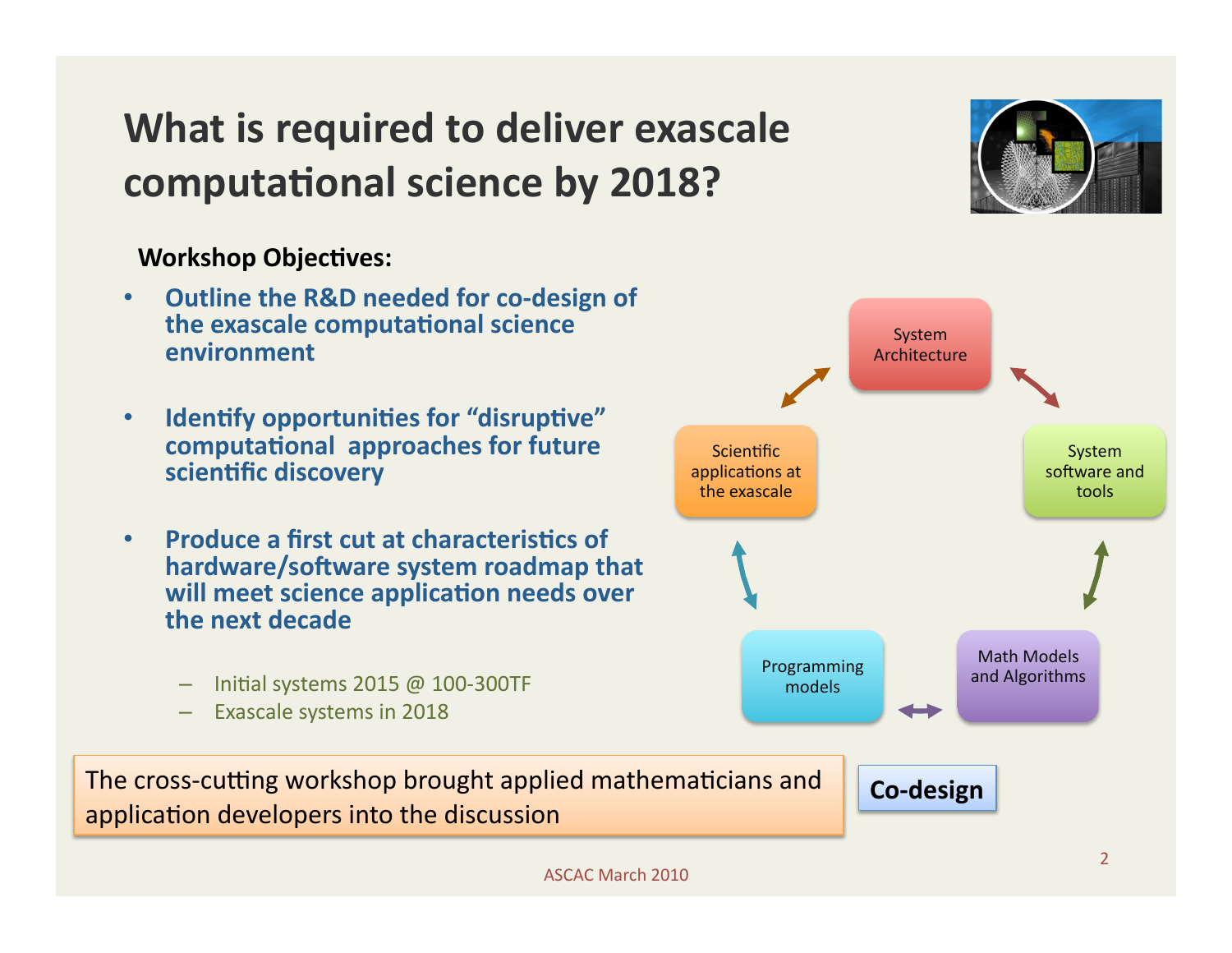# What is required to deliver exascale computational science by 2018?

**Workshop Objectives:**

- **Outline the R&D needed for co-design of the exascale computational science environment**
- **Identify opportunities for "disruptive" computational approaches for future scientific discovery**
- **Produce a first cut at characteristics of hardware/software system roadmap that will meet science application needs over the next decade**
  - Initial systems 2015 @ 100-300TF
  - Exascale systems in 2018

System Architecture

System software and tools

Math Models and Algorithms

Programming models

Scientific applications at the exascale

**Co-design**

The cross-cutting workshop brought applied mathematicians and application developers into the discussion

ASCAC March 2010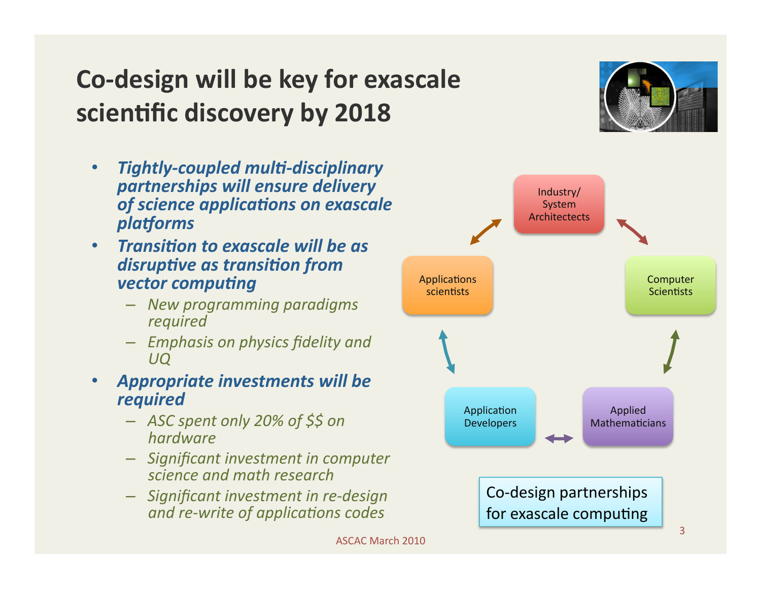# Co-design will be key for exascale scientific discovery by 2018

- ***Tightly-coupled multi-disciplinary partnerships will ensure delivery of science applications on exascale platforms***
- ***Transition to exascale will be as disruptive as transition from vector computing***
  - *New programming paradigms required*
  - *Emphasis on physics fidelity and UQ*
- ***Appropriate investments will be required***
  - *ASC spent only 20% of $$ on hardware*
  - *Significant investment in computer science and math research*
  - *Significant investment in re-design and re-write of applications codes*

Industry/ System Architectects

Applications scientists

Computer Scientists

Application Developers

Applied Mathematicians

Co-design partnerships for exascale computing

ASCAC March 2010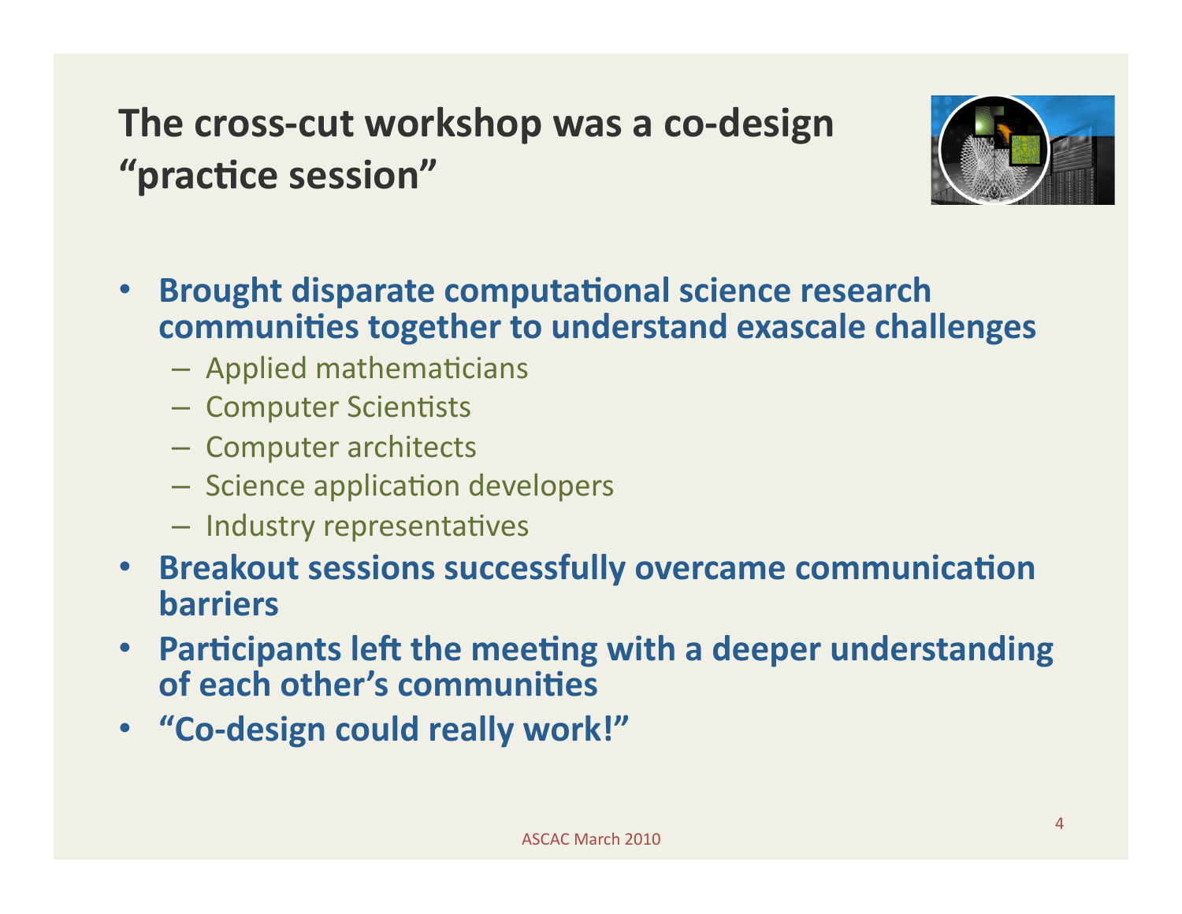# The cross-cut workshop was a co-design "practice session"

- **Brought disparate computational science research communities together to understand exascale challenges**
  - Applied mathematicians
  - Computer Scientists
  - Computer architects
  - Science application developers
  - Industry representatives
- **Breakout sessions successfully overcame communication barriers**
- **Participants left the meeting with a deeper understanding of each other's communities**
- **"Co-design could really work!"**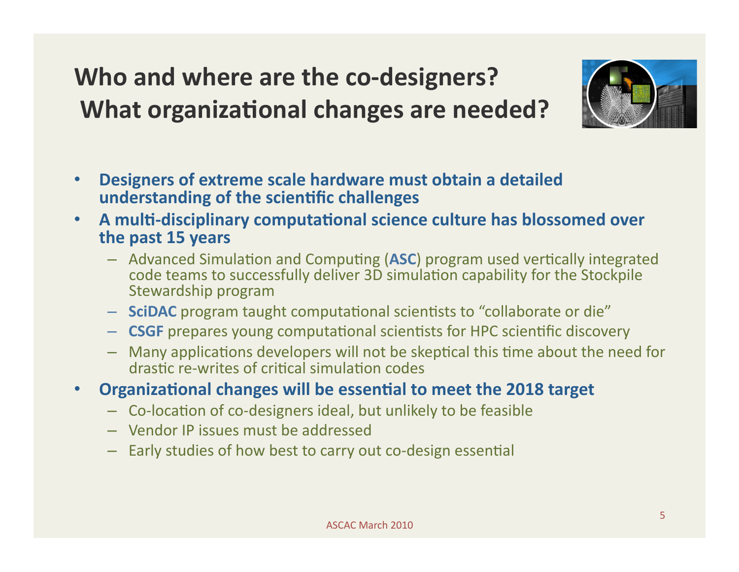# Who and where are the co-designers? What organizational changes are needed?

- **Designers of extreme scale hardware must obtain a detailed understanding of the scientific challenges**
- **A multi-disciplinary computational science culture has blossomed over the past 15 years**
  - Advanced Simulation and Computing (**ASC**) program used vertically integrated code teams to successfully deliver 3D simulation capability for the Stockpile Stewardship program
  - **SciDAC** program taught computational scientists to "collaborate or die"
  - **CSGF** prepares young computational scientists for HPC scientific discovery
  - Many applications developers will not be skeptical this time about the need for drastic re-writes of critical simulation codes
- **Organizational changes will be essential to meet the 2018 target**
  - Co-location of co-designers ideal, but unlikely to be feasible
  - Vendor IP issues must be addressed
  - Early studies of how best to carry out co-design essential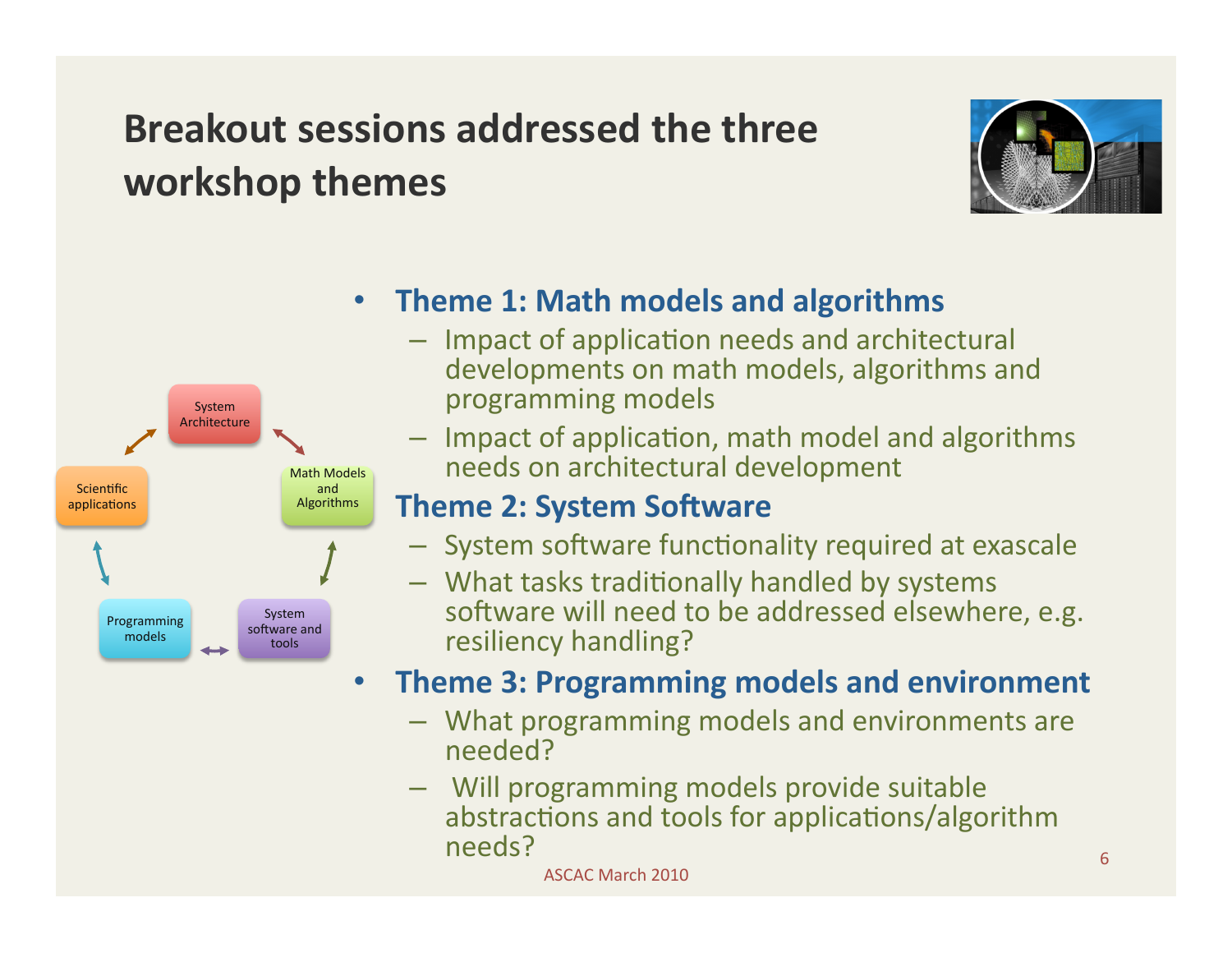# Breakout sessions addressed the three workshop themes

- **Theme 1: Math models and algorithms**
  - Impact of application needs and architectural developments on math models, algorithms and programming models
  - Impact of application, math model and algorithms needs on architectural development

  **Theme 2: System Software**
  - System software functionality required at exascale
  - What tasks traditionally handled by systems software will need to be addressed elsewhere, e.g. resiliency handling?
- **Theme 3: Programming models and environment**
  - What programming models and environments are needed?
  - Will programming models provide suitable abstractions and tools for applications/algorithm needs?

System Architecture

Math Models and Algorithms

System software and tools

Programming models

Scientific applications

ASCAC March 2010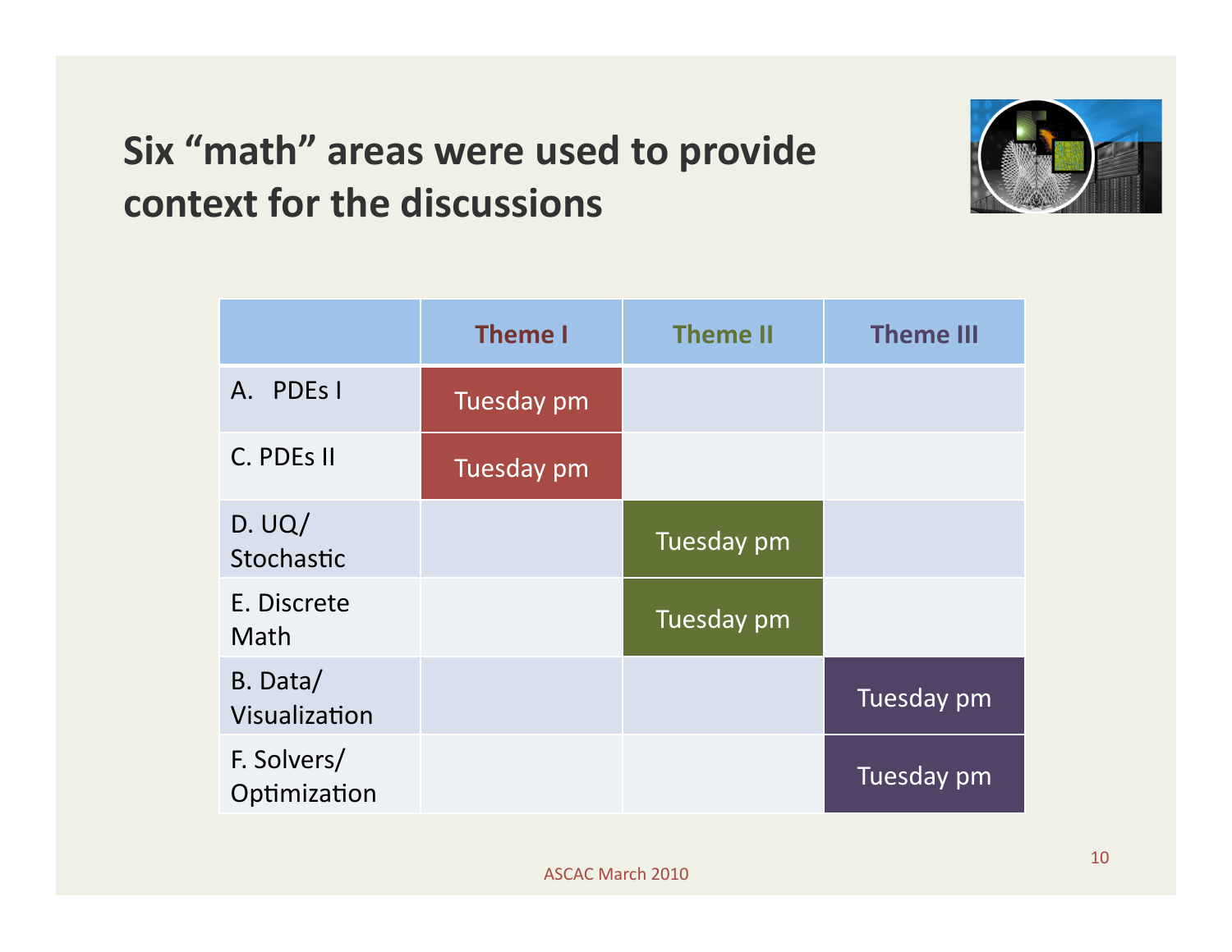# Six "math" areas were used to provide context for the discussions

| | Theme I | Theme II | Theme III |
|---|---|---|---|
| A. PDEs I | Tuesday pm | | |
| C. PDEs II | Tuesday pm | | |
| D. UQ/ Stochastic | | Tuesday pm | |
| E. Discrete Math | | Tuesday pm | |
| B. Data/ Visualization | | | Tuesday pm |
| F. Solvers/ Optimization | | | Tuesday pm |

ASCAC March 2010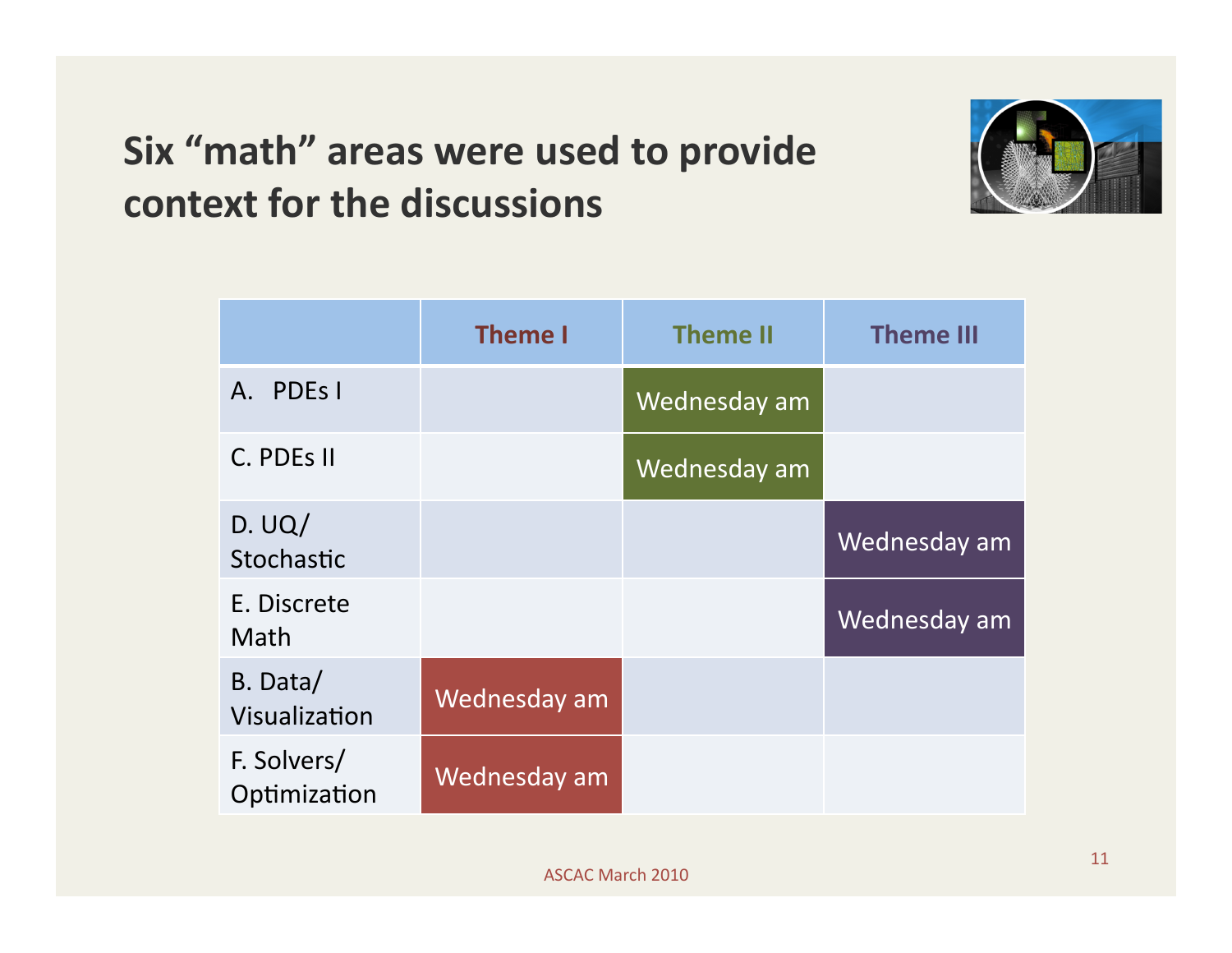# Six "math" areas were used to provide context for the discussions

| | Theme I | Theme II | Theme III |
|---|---|---|---|
| A. PDEs I | | Wednesday am | |
| C. PDEs II | | Wednesday am | |
| D. UQ/ Stochastic | | | Wednesday am |
| E. Discrete Math | | | Wednesday am |
| B. Data/ Visualization | Wednesday am | | |
| F. Solvers/ Optimization | Wednesday am | | |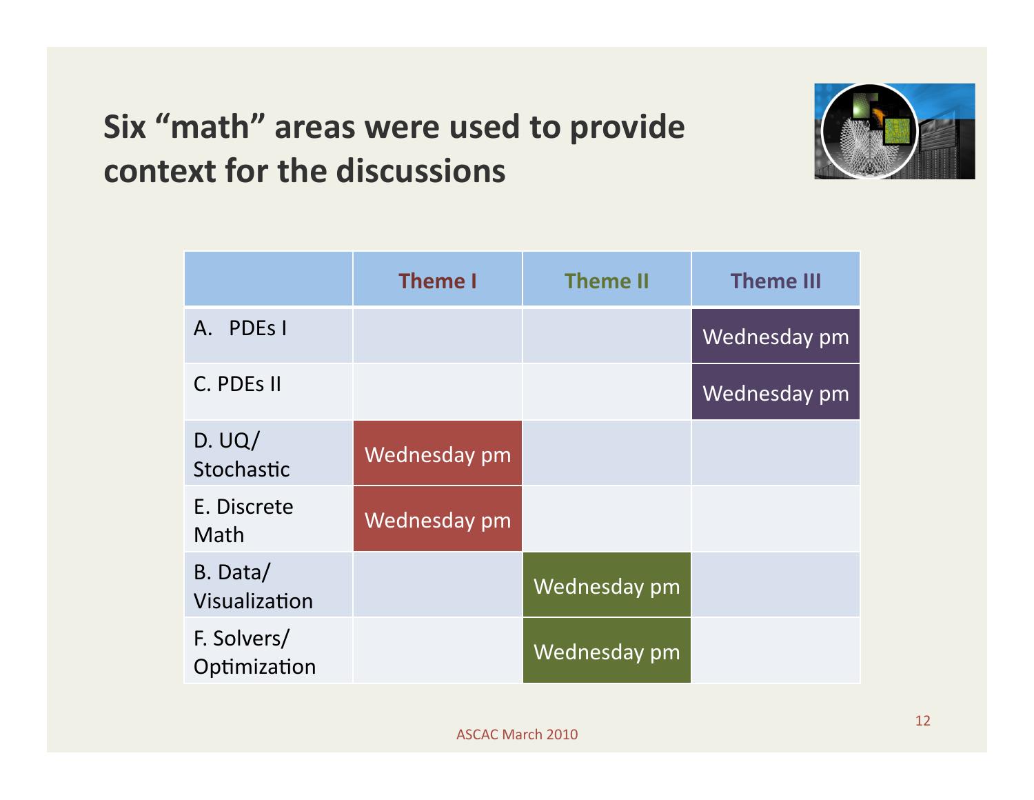# Six "math" areas were used to provide context for the discussions

| | Theme I | Theme II | Theme III |
|---|---|---|---|
| A. PDEs I | | | Wednesday pm |
| C. PDEs II | | | Wednesday pm |
| D. UQ/ Stochastic | Wednesday pm | | |
| E. Discrete Math | Wednesday pm | | |
| B. Data/ Visualization | | Wednesday pm | |
| F. Solvers/ Optimization | | Wednesday pm | |

ASCAC March 2010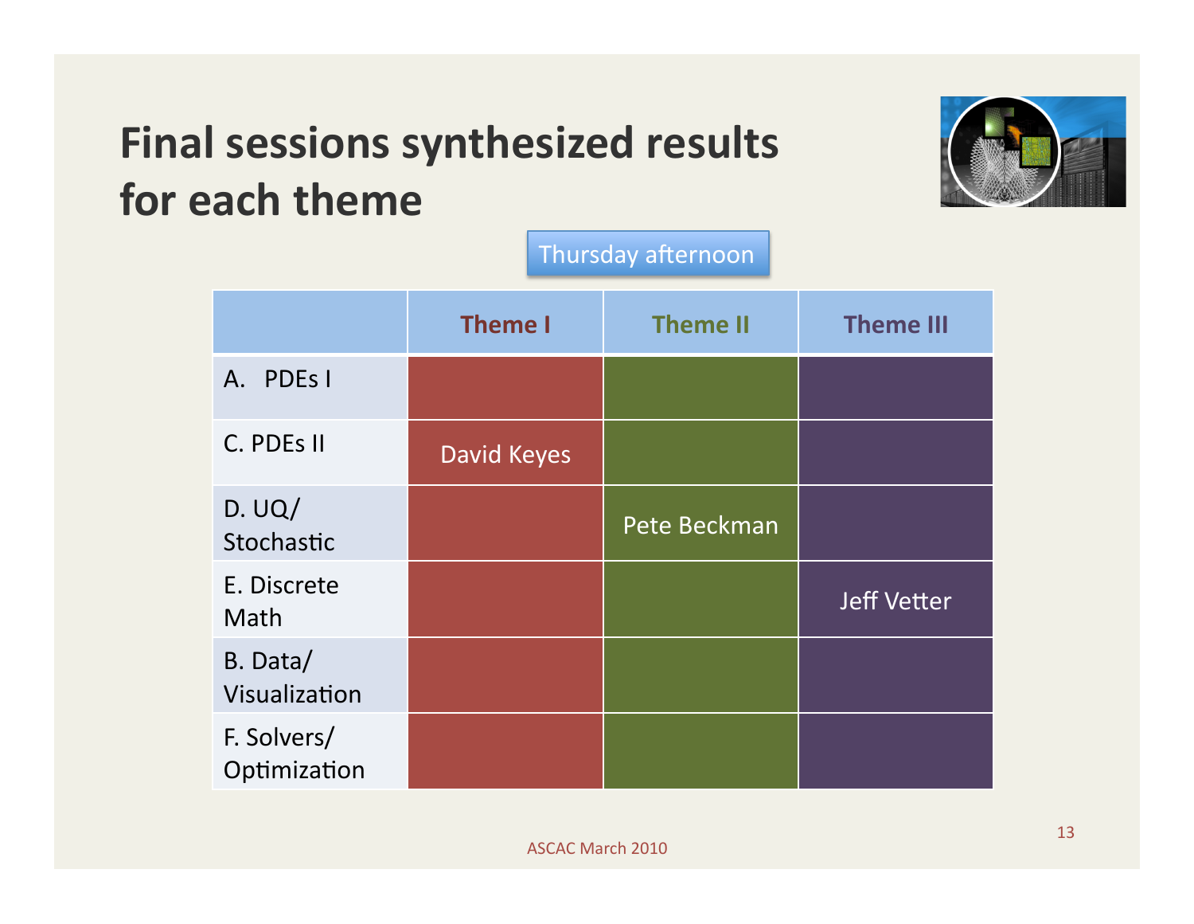# Final sessions synthesized results for each theme

Thursday afternoon

| | Theme I | Theme II | Theme III |
|---|---|---|---|
| A. PDEs I | | | |
| C. PDEs II | David Keyes | | |
| D. UQ/ Stochastic | | Pete Beckman | |
| E. Discrete Math | | | Jeff Vetter |
| B. Data/ Visualization | | | |
| F. Solvers/ Optimization | | | |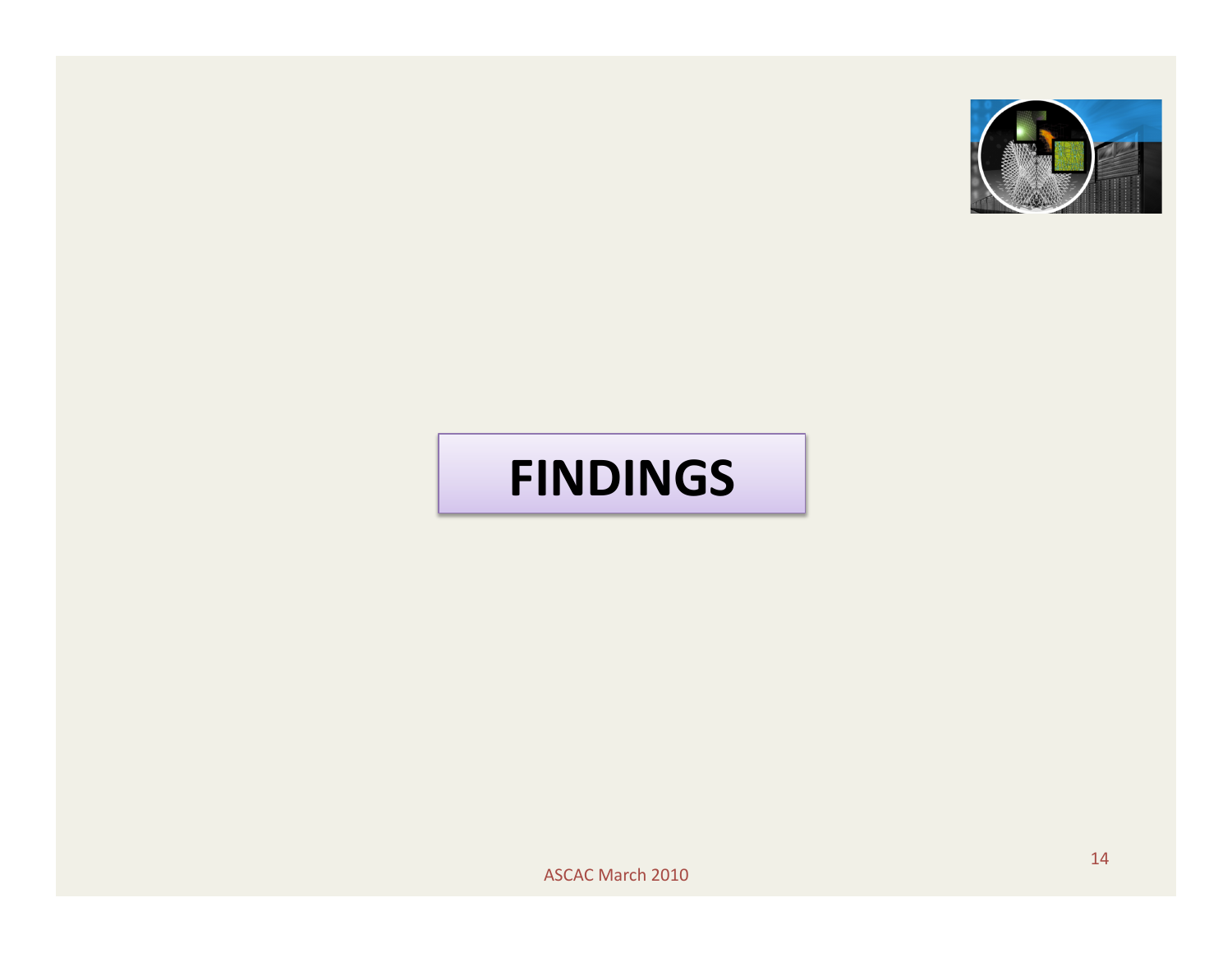# FINDINGS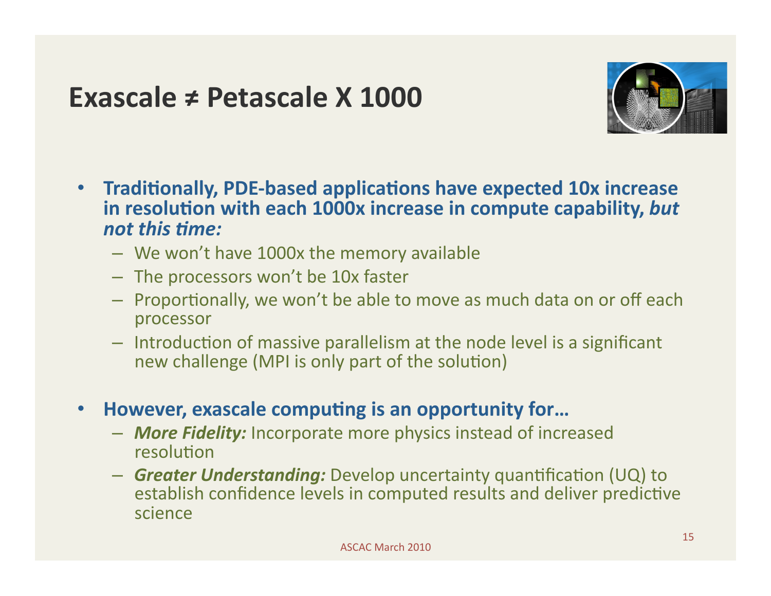# Exascale ≠ Petascale X 1000

- **Traditionally, PDE-based applications have expected 10x increase in resolution with each 1000x increase in compute capability, *but not this time:***
  - We won't have 1000x the memory available
  - The processors won't be 10x faster
  - Proportionally, we won't be able to move as much data on or off each processor
  - Introduction of massive parallelism at the node level is a significant new challenge (MPI is only part of the solution)

- **However, exascale computing is an opportunity for…**
  - ***More Fidelity:*** Incorporate more physics instead of increased resolution
  - ***Greater Understanding:*** Develop uncertainty quantification (UQ) to establish confidence levels in computed results and deliver predictive science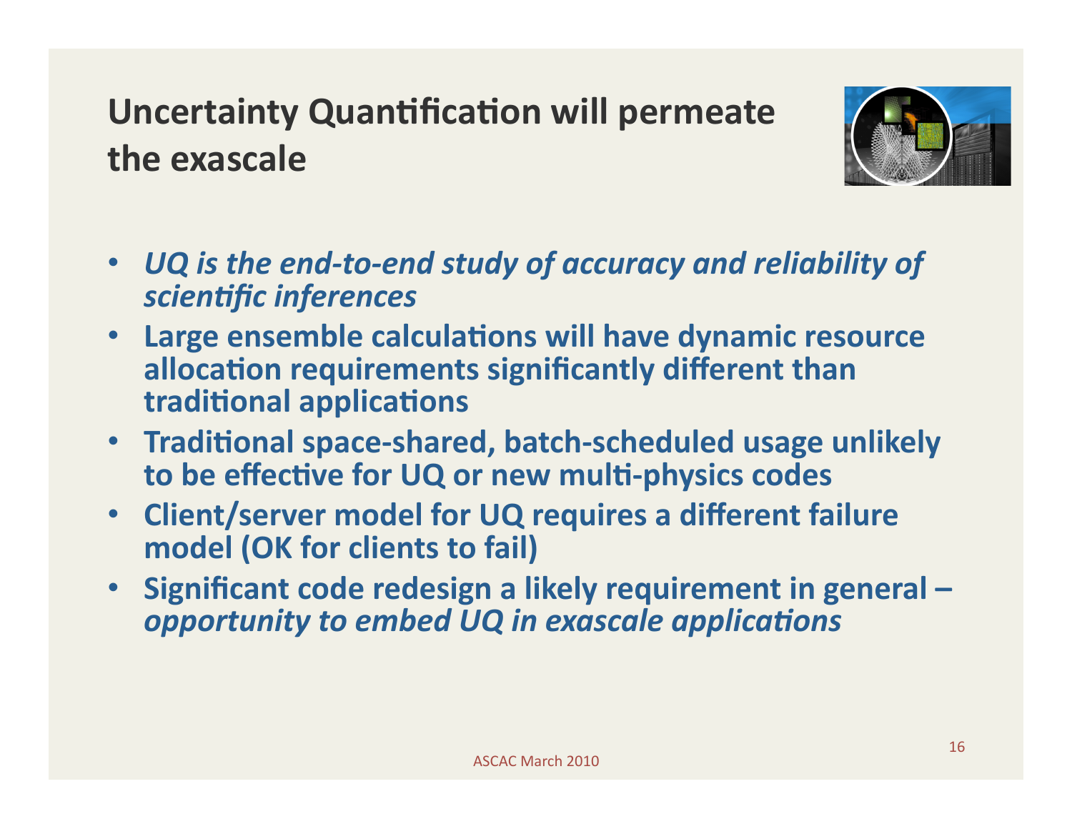## Uncertainty Quantification will permeate the exascale

- *UQ is the end-to-end study of accuracy and reliability of scientific inferences*
- **Large ensemble calculations will have dynamic resource allocation requirements significantly different than traditional applications**
- **Traditional space-shared, batch-scheduled usage unlikely to be effective for UQ or new multi-physics codes**
- **Client/server model for UQ requires a different failure model (OK for clients to fail)**
- **Significant code redesign a likely requirement in general –** ***opportunity to embed UQ in exascale applications***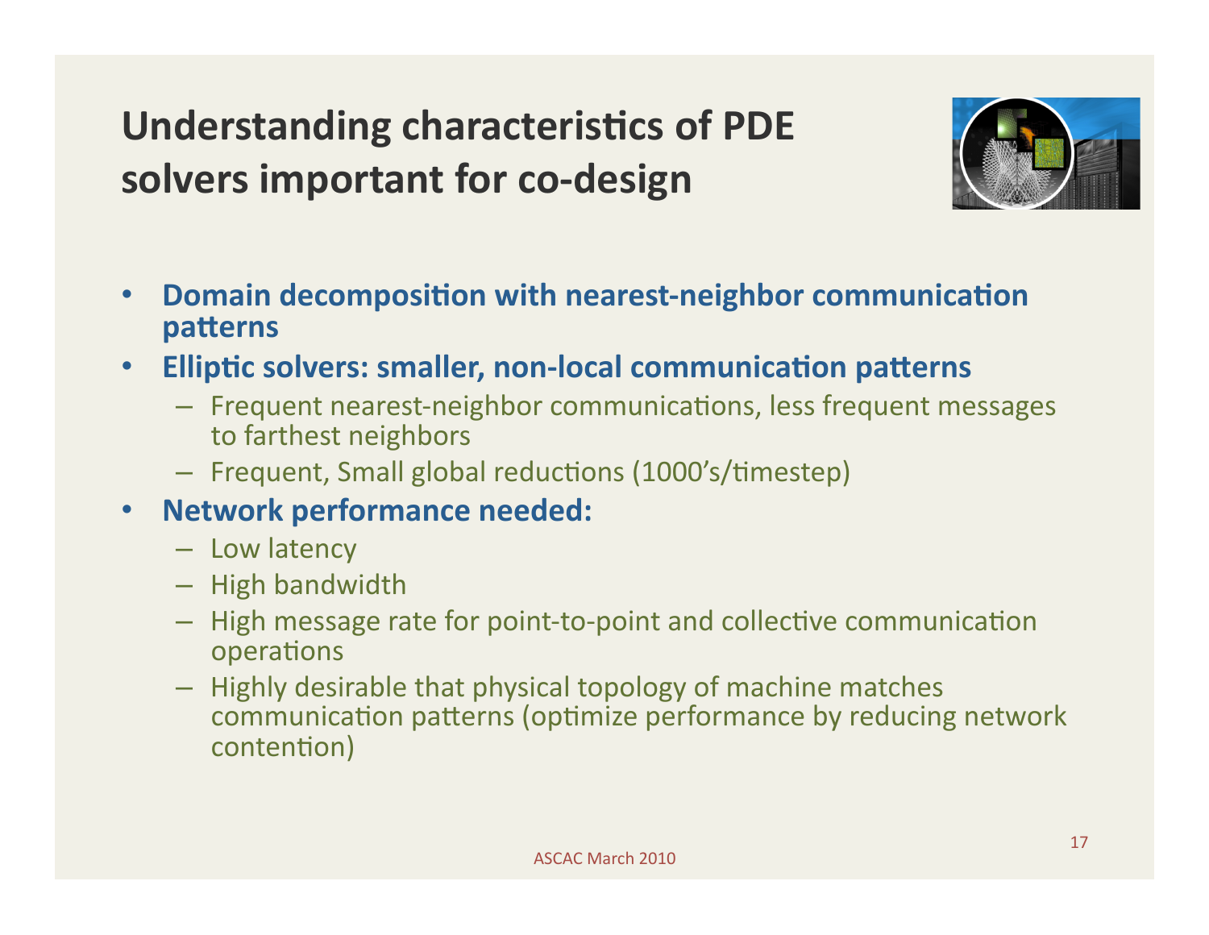# Understanding characteristics of PDE solvers important for co-design

- **Domain decomposition with nearest-neighbor communication patterns**
- **Elliptic solvers: smaller, non-local communication patterns**
  - Frequent nearest-neighbor communications, less frequent messages to farthest neighbors
  - Frequent, Small global reductions (1000's/timestep)
- **Network performance needed:**
  - Low latency
  - High bandwidth
  - High message rate for point-to-point and collective communication operations
  - Highly desirable that physical topology of machine matches communication patterns (optimize performance by reducing network contention)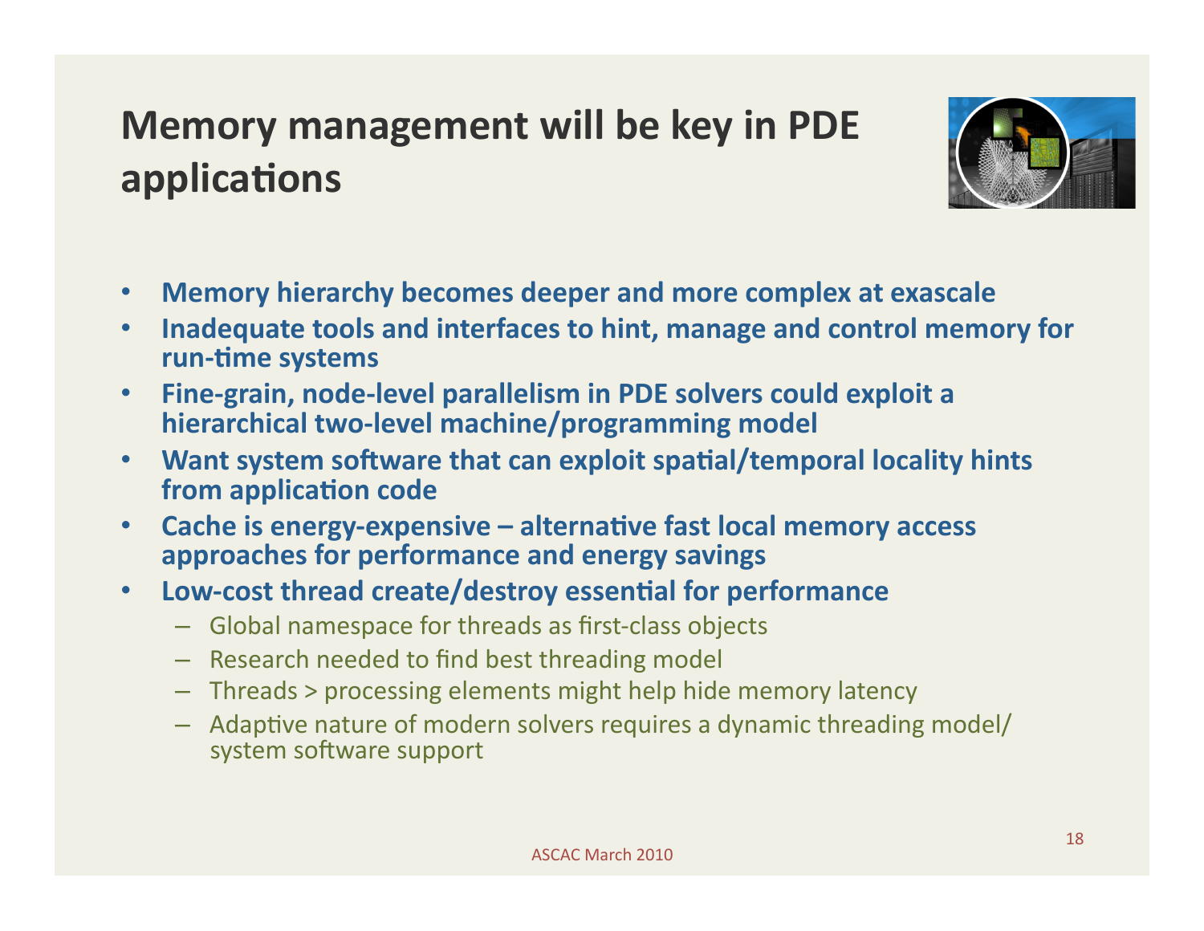# Memory management will be key in PDE applications

- **Memory hierarchy becomes deeper and more complex at exascale**
- **Inadequate tools and interfaces to hint, manage and control memory for run-time systems**
- **Fine-grain, node-level parallelism in PDE solvers could exploit a hierarchical two-level machine/programming model**
- **Want system software that can exploit spatial/temporal locality hints from application code**
- **Cache is energy-expensive – alternative fast local memory access approaches for performance and energy savings**
- **Low-cost thread create/destroy essential for performance**
  - Global namespace for threads as first-class objects
  - Research needed to find best threading model
  - Threads > processing elements might help hide memory latency
  - Adaptive nature of modern solvers requires a dynamic threading model/ system software support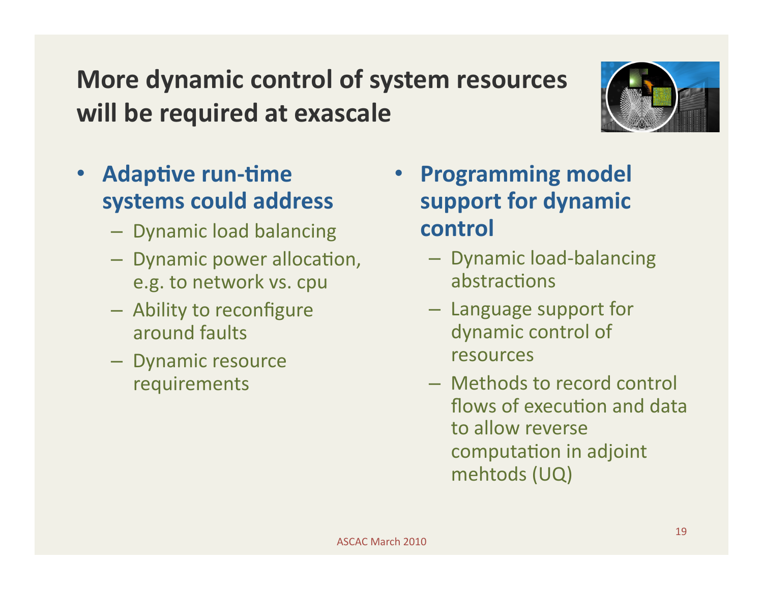# More dynamic control of system resources will be required at exascale

- **Adaptive run-time systems could address**
  - Dynamic load balancing
  - Dynamic power allocation, e.g. to network vs. cpu
  - Ability to reconfigure around faults
  - Dynamic resource requirements
- **Programming model support for dynamic control**
  - Dynamic load-balancing abstractions
  - Language support for dynamic control of resources
  - Methods to record control flows of execution and data to allow reverse computation in adjoint mehtods (UQ)

ASCAC March 2010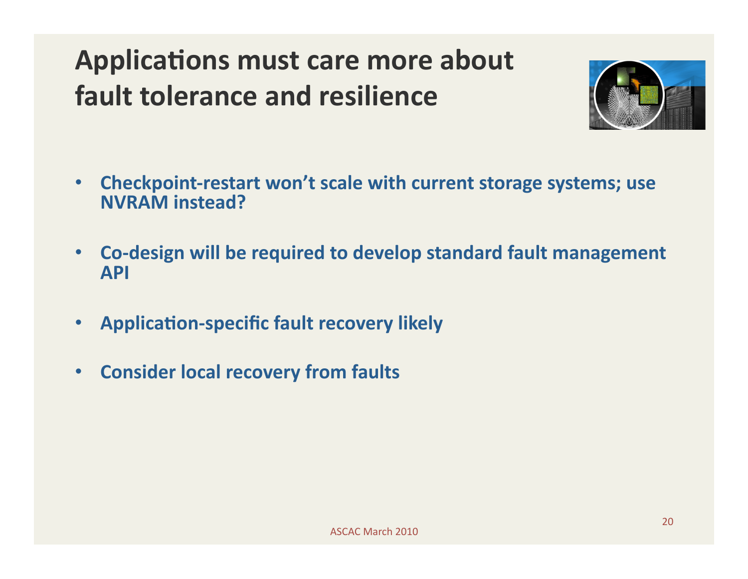# Applications must care more about fault tolerance and resilience

- Checkpoint-restart won't scale with current storage systems; use NVRAM instead?
- Co-design will be required to develop standard fault management API
- Application-specific fault recovery likely
- Consider local recovery from faults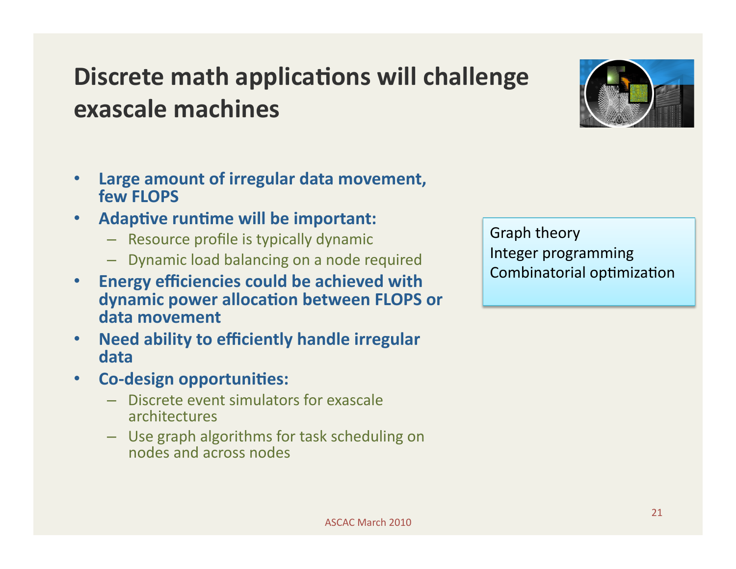# Discrete math applications will challenge exascale machines

- **Large amount of irregular data movement, few FLOPS**
- **Adaptive runtime will be important:**
  - Resource profile is typically dynamic
  - Dynamic load balancing on a node required
- **Energy efficiencies could be achieved with dynamic power allocation between FLOPS or data movement**
- **Need ability to efficiently handle irregular data**
- **Co-design opportunities:**
  - Discrete event simulators for exascale architectures
  - Use graph algorithms for task scheduling on nodes and across nodes

Graph theory
Integer programming
Combinatorial optimization

ASCAC March 2010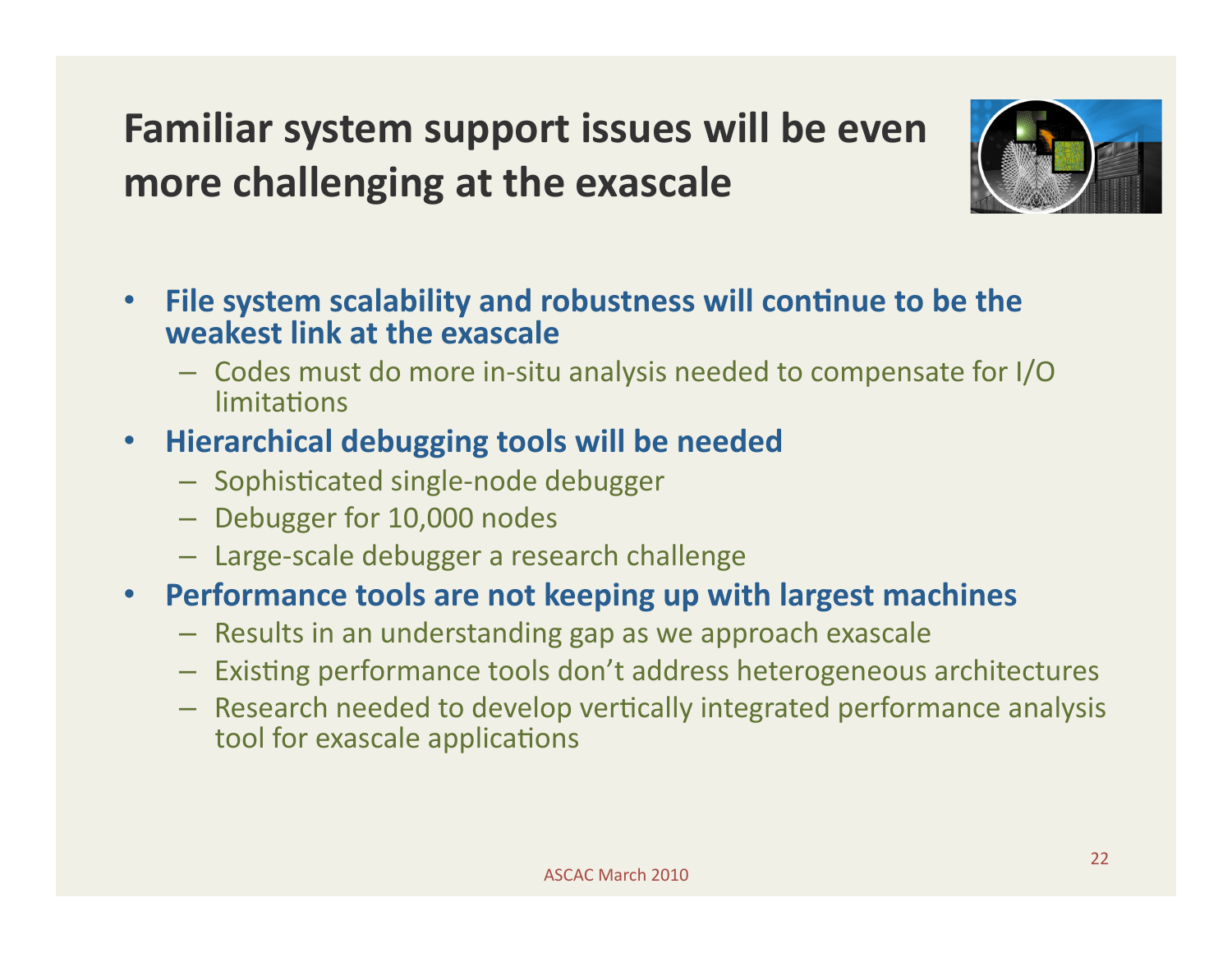# Familiar system support issues will be even more challenging at the exascale

- **File system scalability and robustness will continue to be the weakest link at the exascale**
  - Codes must do more in-situ analysis needed to compensate for I/O limitations
- **Hierarchical debugging tools will be needed**
  - Sophisticated single-node debugger
  - Debugger for 10,000 nodes
  - Large-scale debugger a research challenge
- **Performance tools are not keeping up with largest machines**
  - Results in an understanding gap as we approach exascale
  - Existing performance tools don't address heterogeneous architectures
  - Research needed to develop vertically integrated performance analysis tool for exascale applications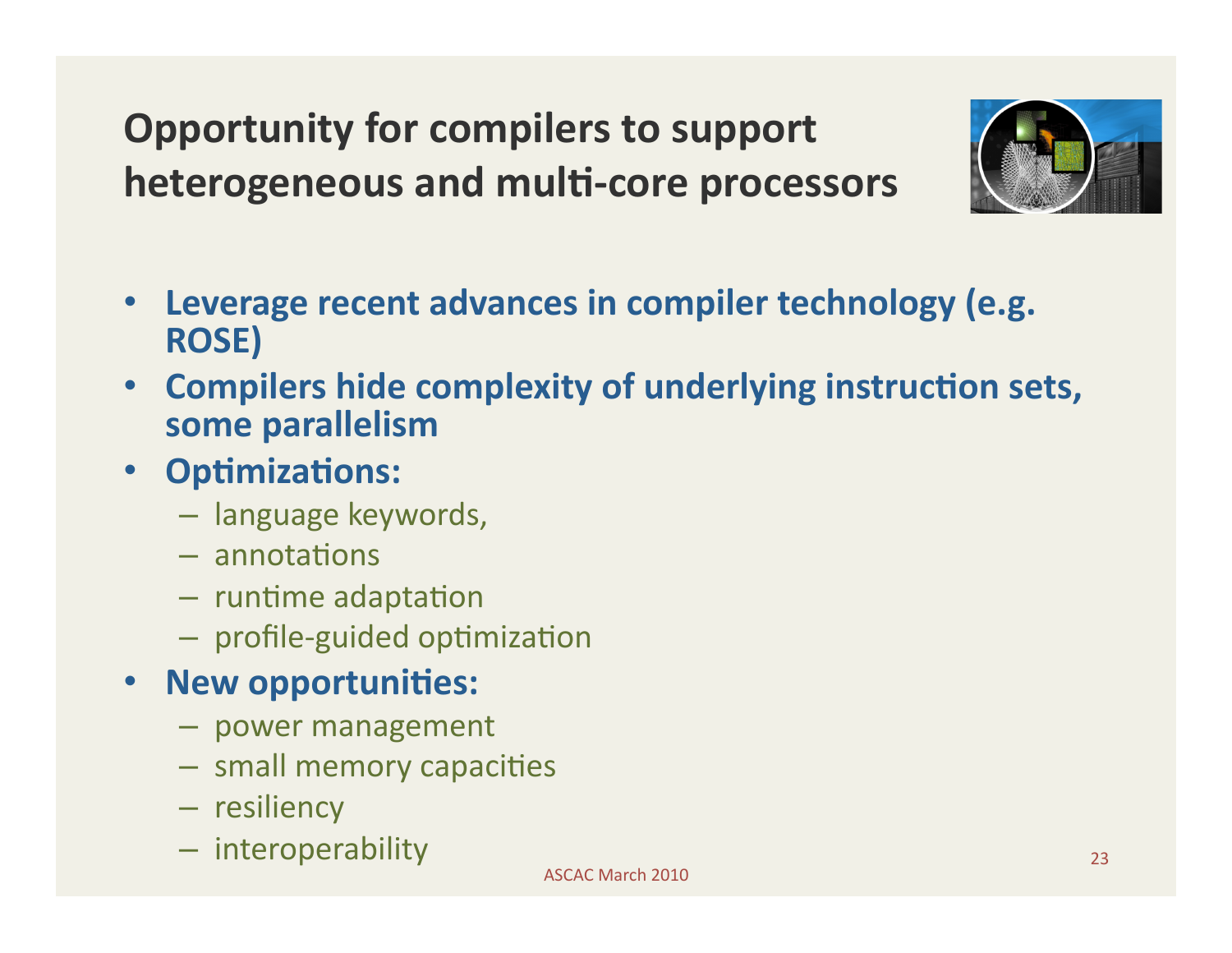# Opportunity for compilers to support heterogeneous and multi-core processors

- **Leverage recent advances in compiler technology (e.g. ROSE)**
- **Compilers hide complexity of underlying instruction sets, some parallelism**
- **Optimizations:**
  - language keywords,
  - annotations
  - runtime adaptation
  - profile-guided optimization
- **New opportunities:**
  - power management
  - small memory capacities
  - resiliency
  - interoperability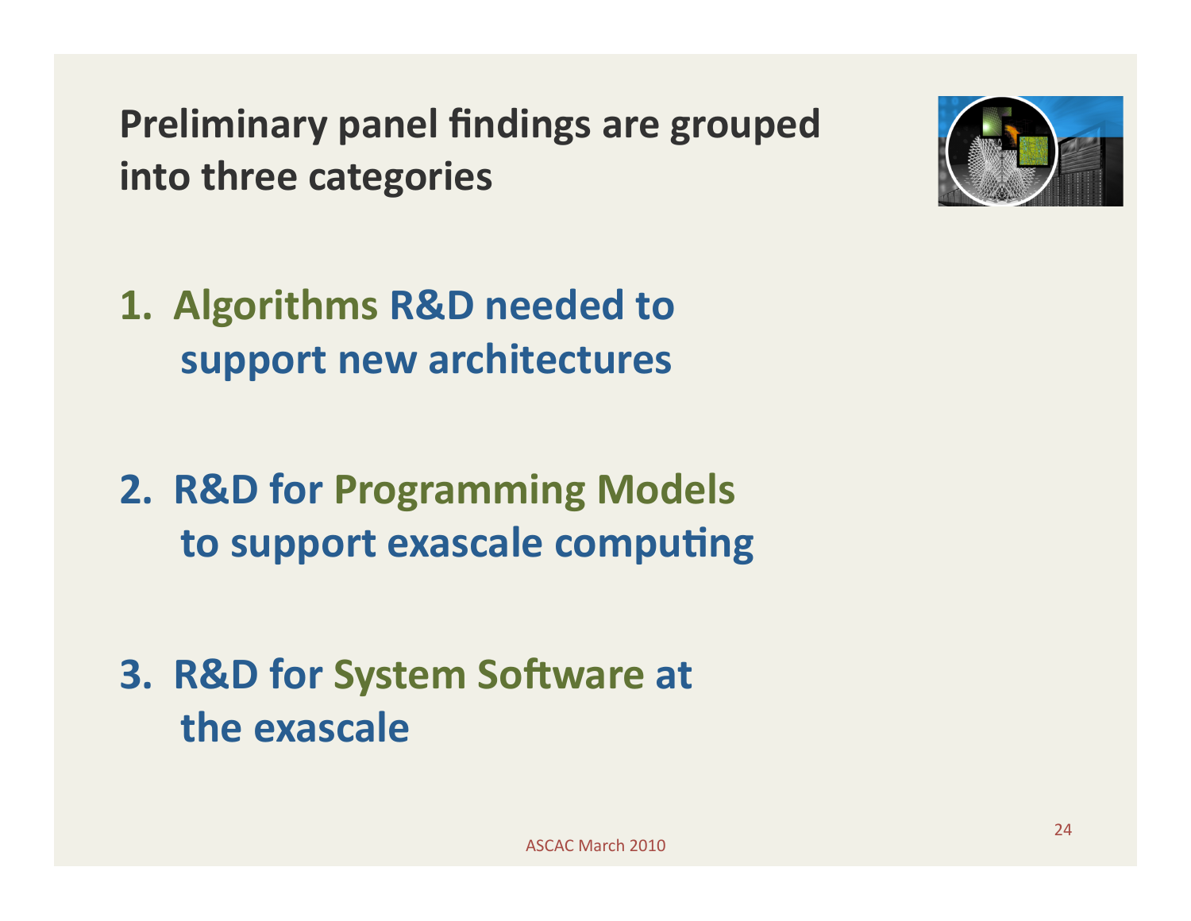# Preliminary panel findings are grouped into three categories

1. **Algorithms R&D needed to support new architectures**

2. **R&D for Programming Models to support exascale computing**

3. **R&D for System Software at the exascale**

ASCAC March 2010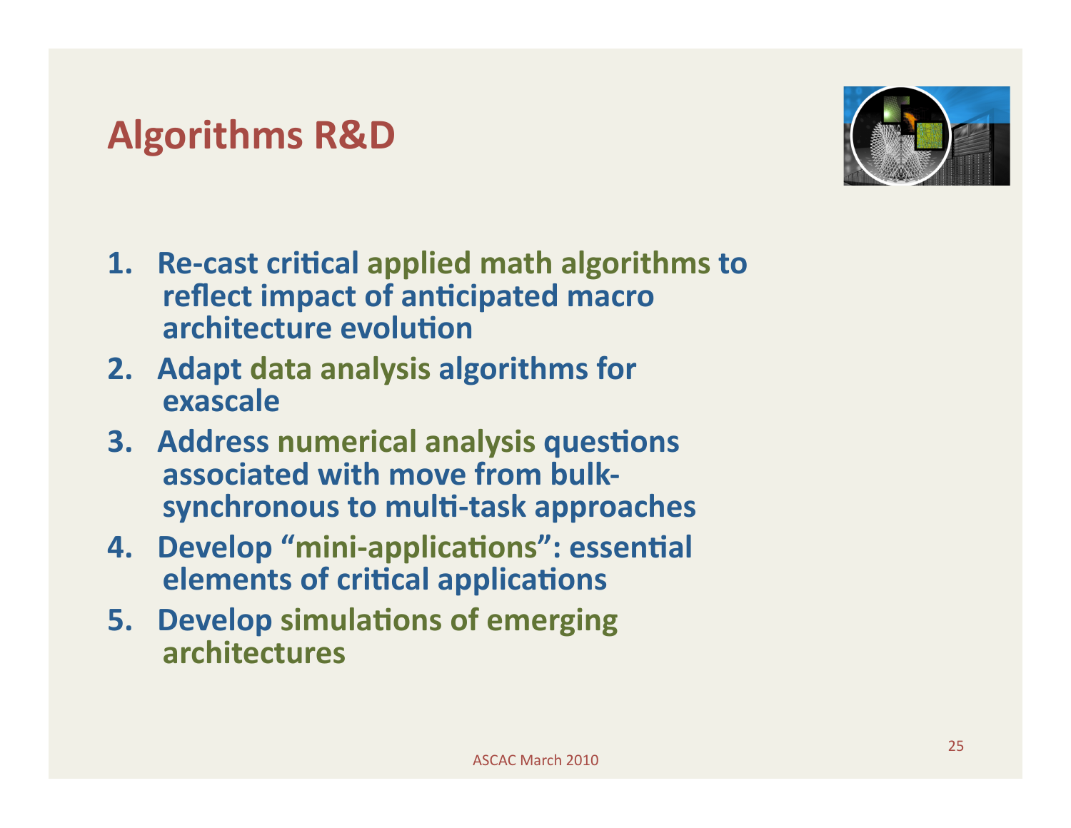# Algorithms R&D

1. Re-cast critical applied math algorithms to reflect impact of anticipated macro architecture evolution
2. Adapt data analysis algorithms for exascale
3. Address numerical analysis questions associated with move from bulk-synchronous to multi-task approaches
4. Develop "mini-applications": essential elements of critical applications
5. Develop simulations of emerging architectures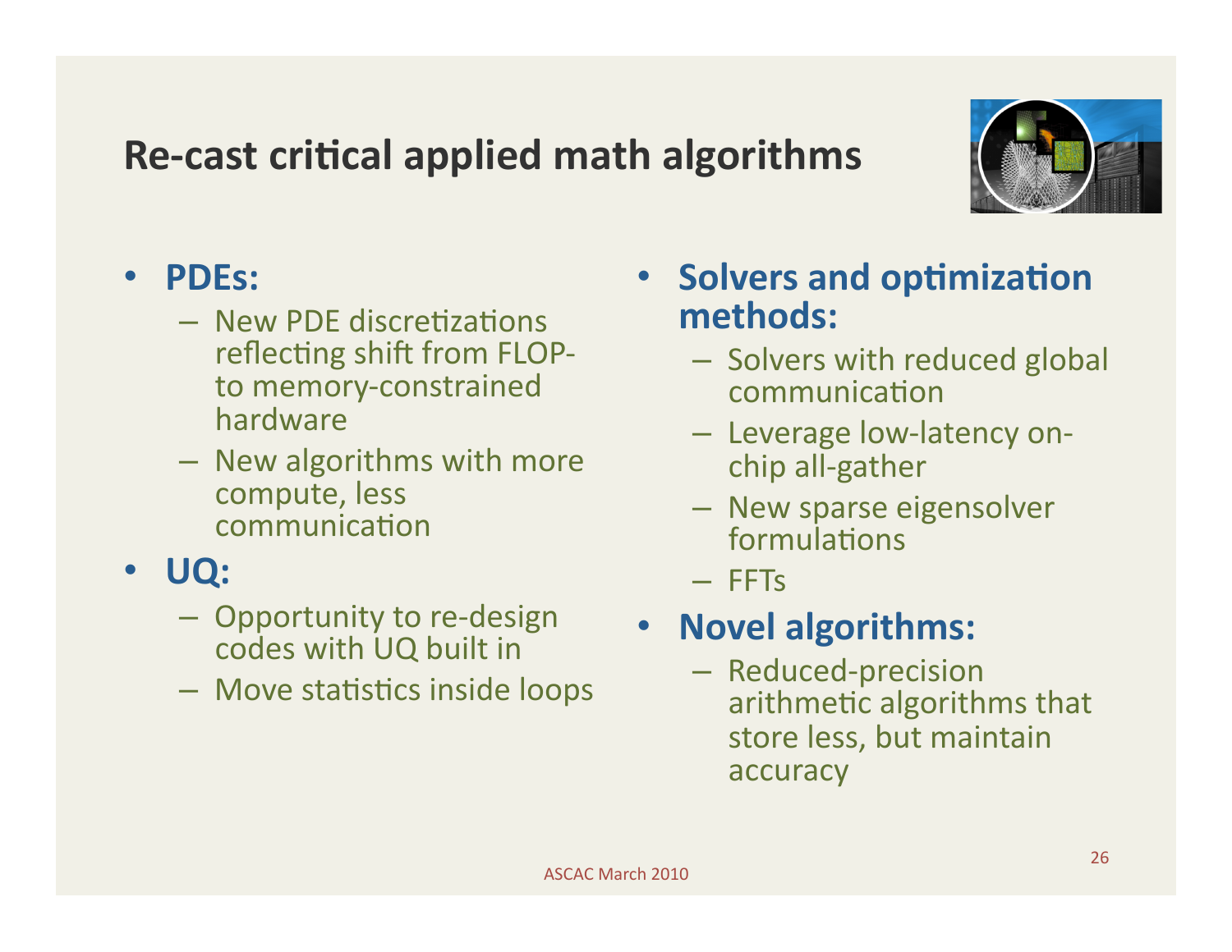# Re-cast critical applied math algorithms

- **PDEs:**
  - New PDE discretizations reflecting shift from FLOP- to memory-constrained hardware
  - New algorithms with more compute, less communication
- **UQ:**
  - Opportunity to re-design codes with UQ built in
  - Move statistics inside loops
- **Solvers and optimization methods:**
  - Solvers with reduced global communication
  - Leverage low-latency on-chip all-gather
  - New sparse eigensolver formulations
  - FFTs
- **Novel algorithms:**
  - Reduced-precision arithmetic algorithms that store less, but maintain accuracy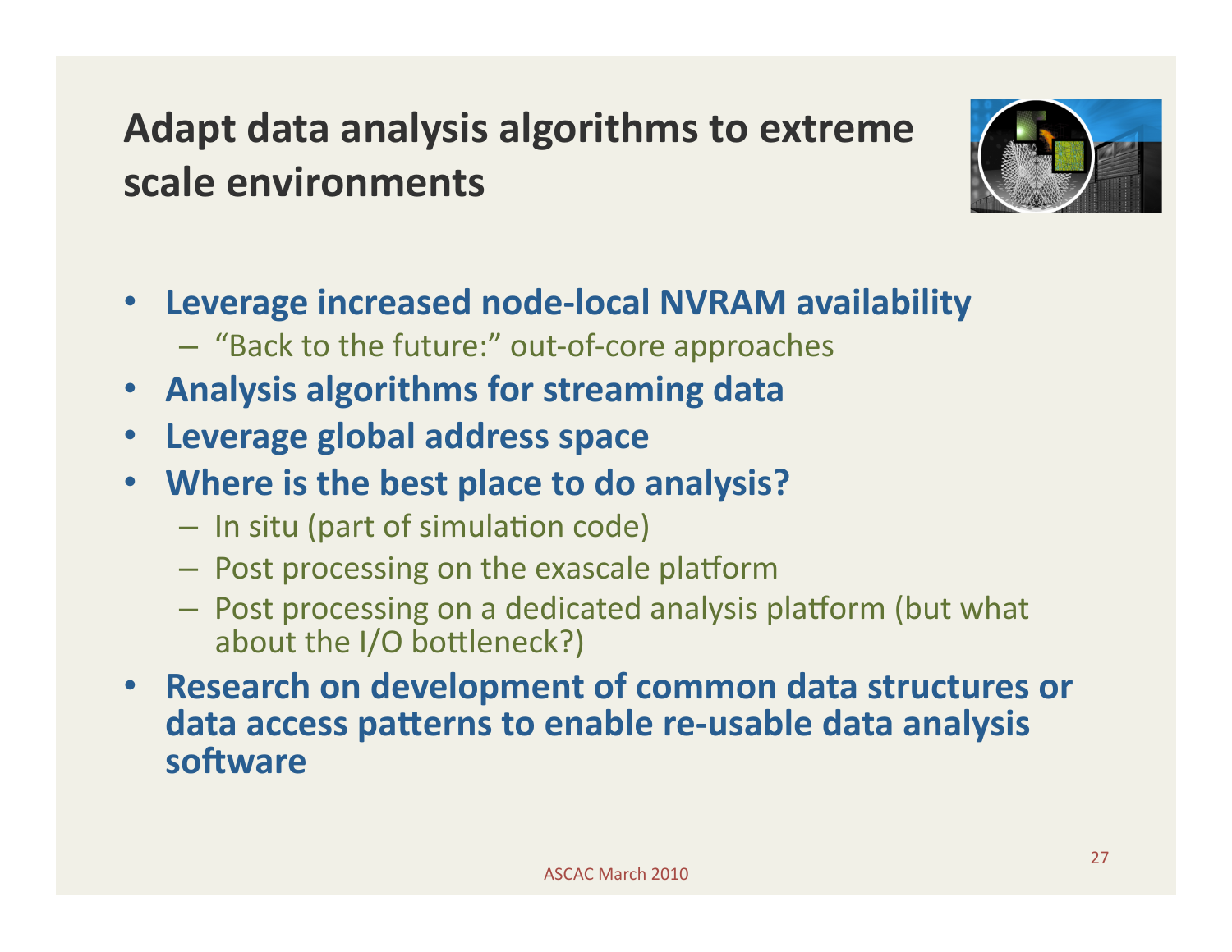## Adapt data analysis algorithms to extreme scale environments

- **Leverage increased node-local NVRAM availability**
  - "Back to the future:" out-of-core approaches
- **Analysis algorithms for streaming data**
- **Leverage global address space**
- **Where is the best place to do analysis?**
  - In situ (part of simulation code)
  - Post processing on the exascale platform
  - Post processing on a dedicated analysis platform (but what about the I/O bottleneck?)
- **Research on development of common data structures or data access patterns to enable re-usable data analysis software**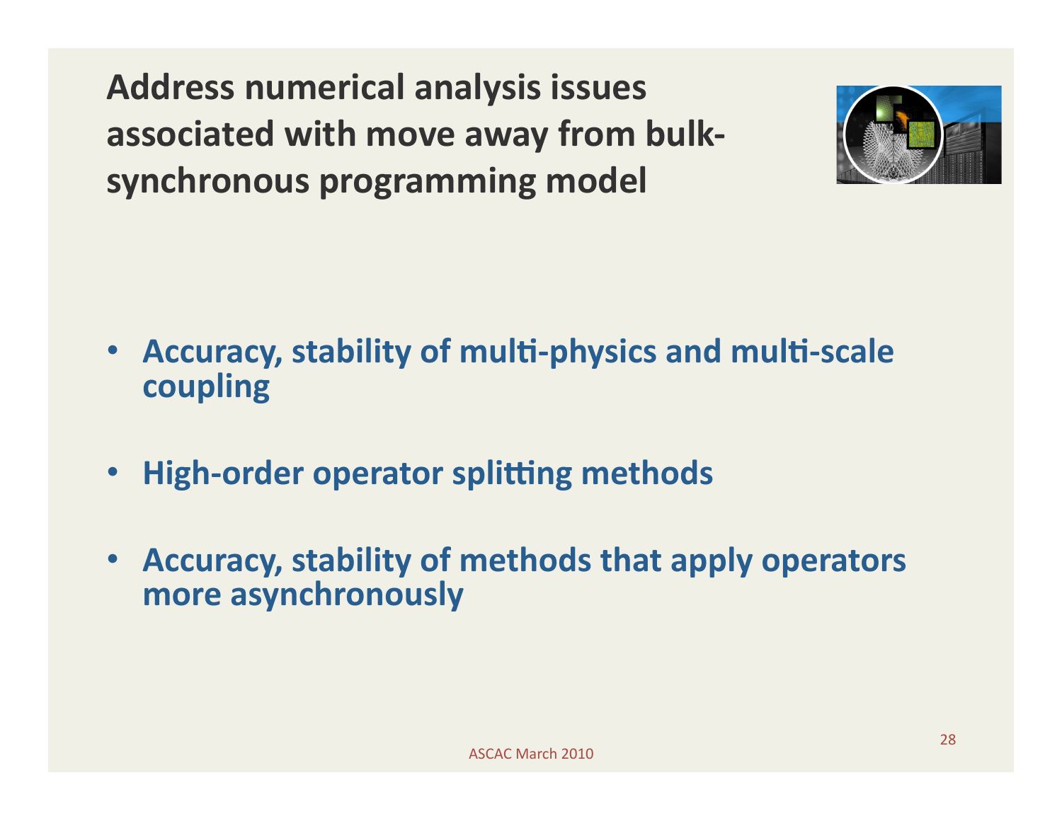# Address numerical analysis issues associated with move away from bulk-synchronous programming model

- **Accuracy, stability of multi-physics and multi-scale coupling**
- **High-order operator splitting methods**
- **Accuracy, stability of methods that apply operators more asynchronously**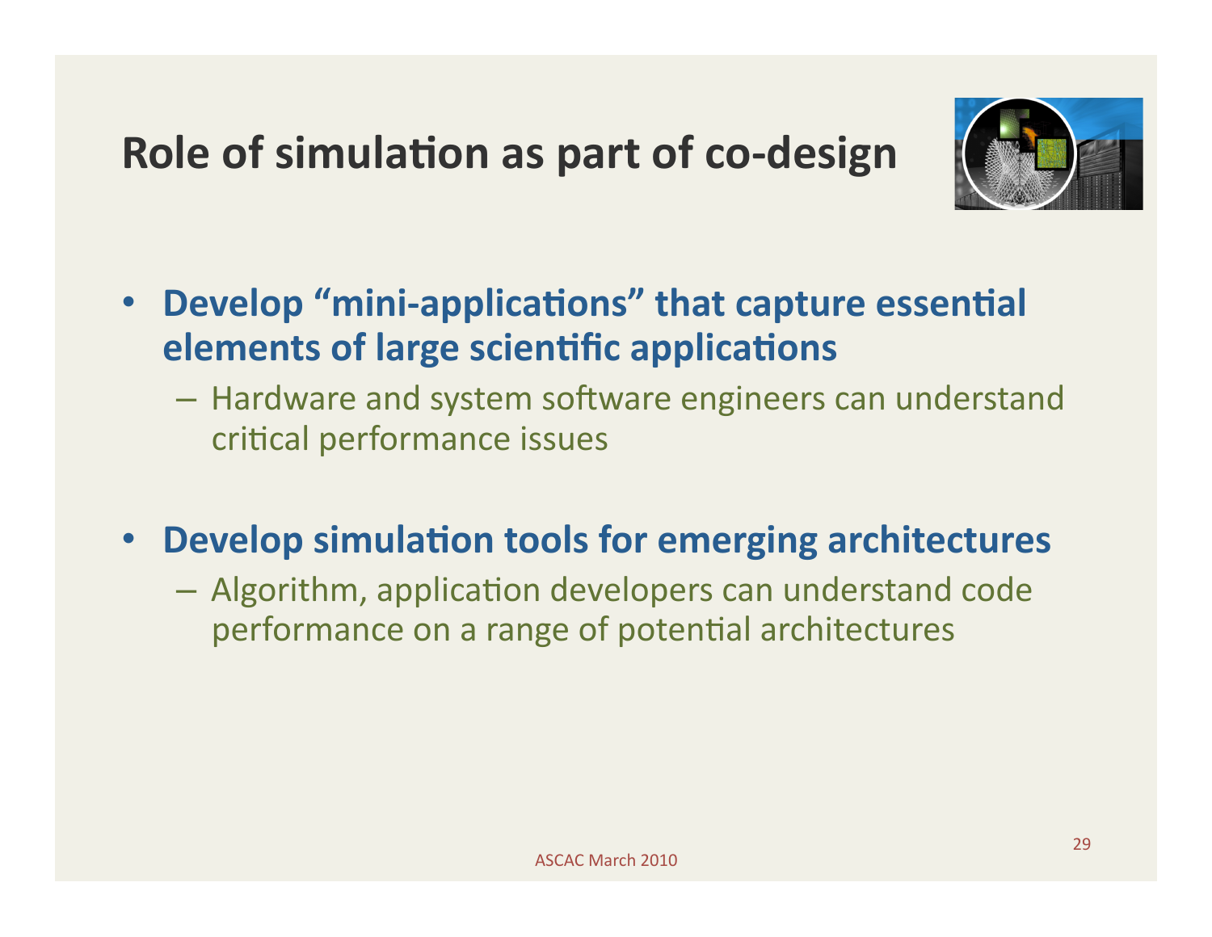# Role of simulation as part of co-design

- **Develop "mini-applications" that capture essential elements of large scientific applications**
  - Hardware and system software engineers can understand critical performance issues

- **Develop simulation tools for emerging architectures**
  - Algorithm, application developers can understand code performance on a range of potential architectures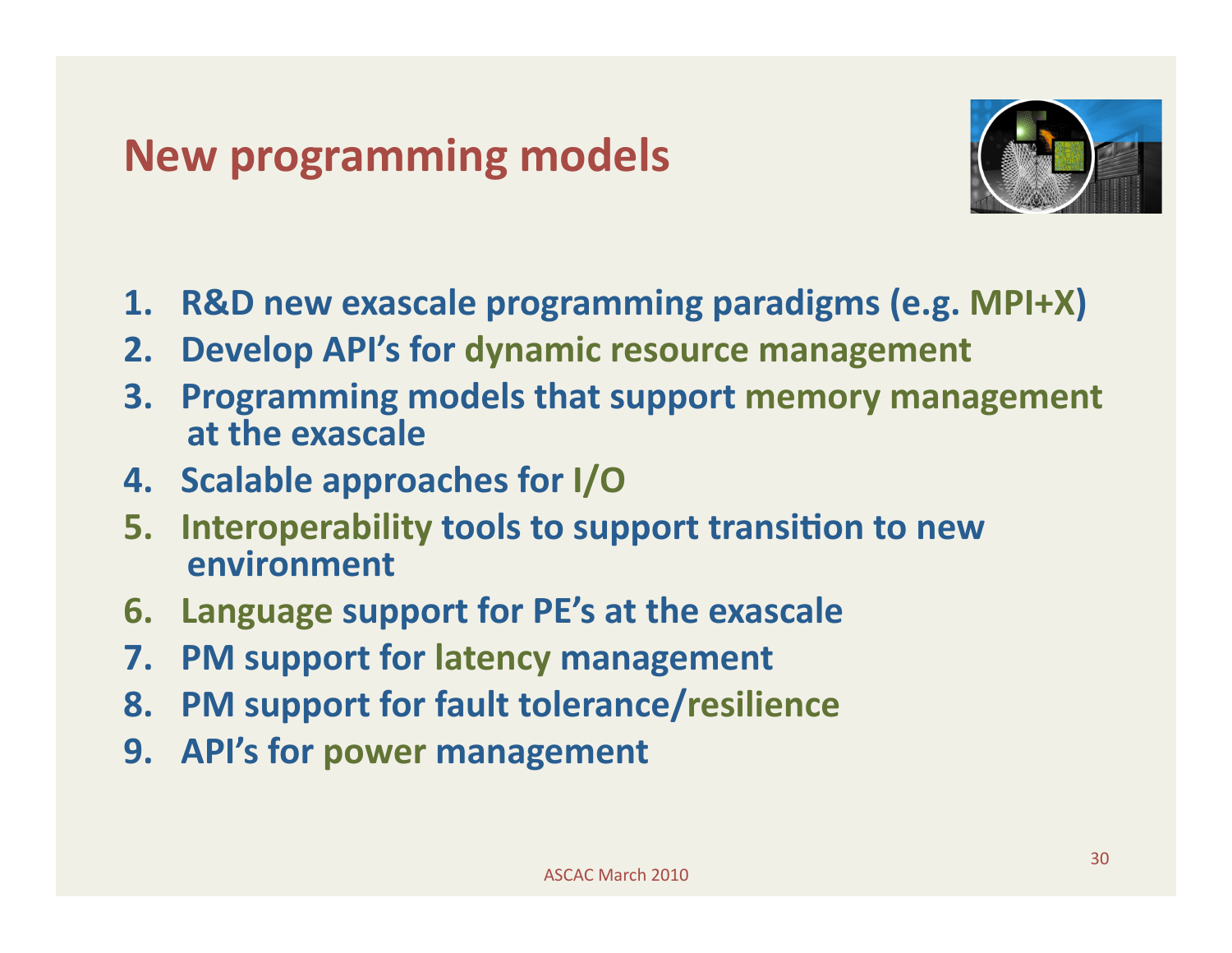# New programming models

1. R&D new exascale programming paradigms (e.g. MPI+X)
2. Develop API's for dynamic resource management
3. Programming models that support memory management at the exascale
4. Scalable approaches for I/O
5. Interoperability tools to support transition to new environment
6. Language support for PE's at the exascale
7. PM support for latency management
8. PM support for fault tolerance/resilience
9. API's for power management

ASCAC March 2010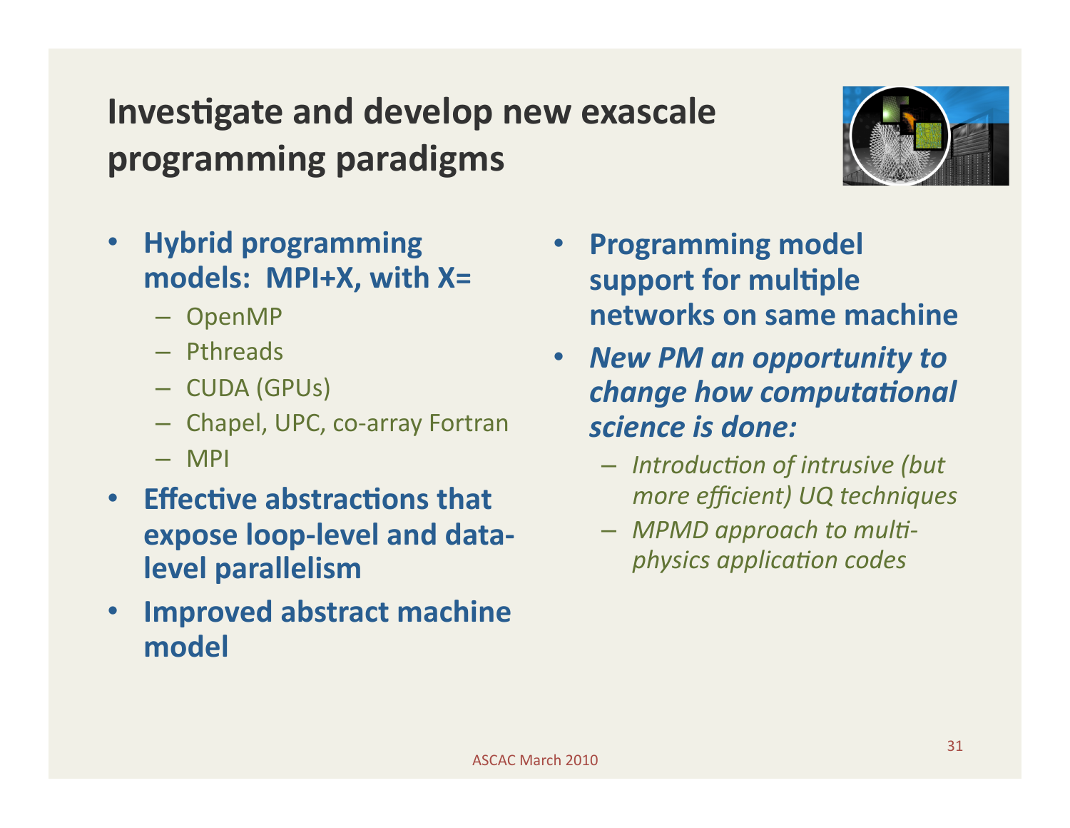# Investigate and develop new exascale programming paradigms

- **Hybrid programming models: MPI+X, with X=**
  - OpenMP
  - Pthreads
  - CUDA (GPUs)
  - Chapel, UPC, co-array Fortran
  - MPI
- **Effective abstractions that expose loop-level and data-level parallelism**
- **Improved abstract machine model**
- **Programming model support for multiple networks on same machine**
- ***New PM an opportunity to change how computational science is done:***
  - *Introduction of intrusive (but more efficient) UQ techniques*
  - *MPMD approach to multi-physics application codes*

ASCAC March 2010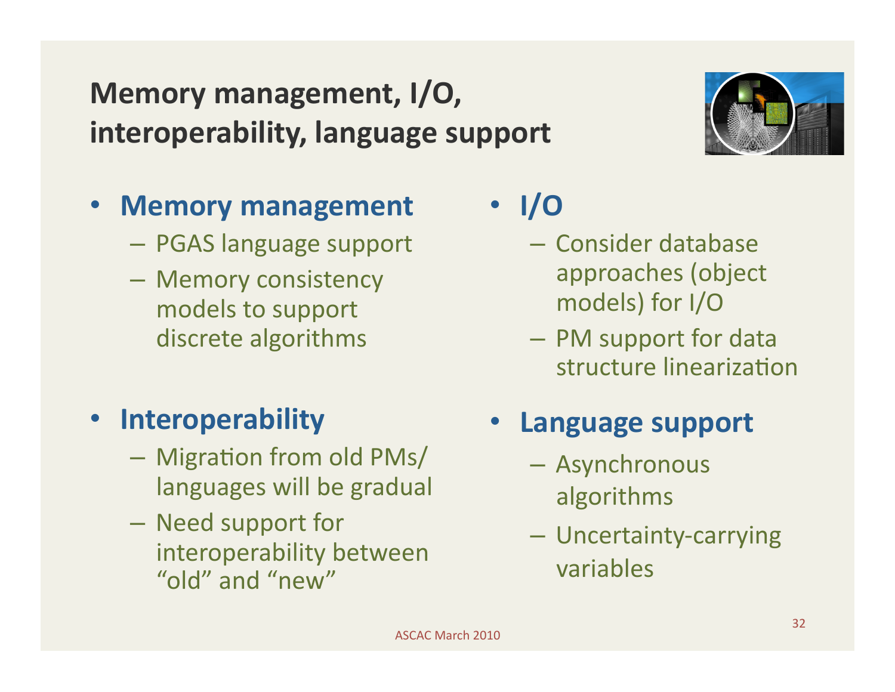# Memory management, I/O, interoperability, language support

- **Memory management**
  - PGAS language support
  - Memory consistency models to support discrete algorithms
- **Interoperability**
  - Migration from old PMs/ languages will be gradual
  - Need support for interoperability between "old" and "new"
- **I/O**
  - Consider database approaches (object models) for I/O
  - PM support for data structure linearization
- **Language support**
  - Asynchronous algorithms
  - Uncertainty-carrying variables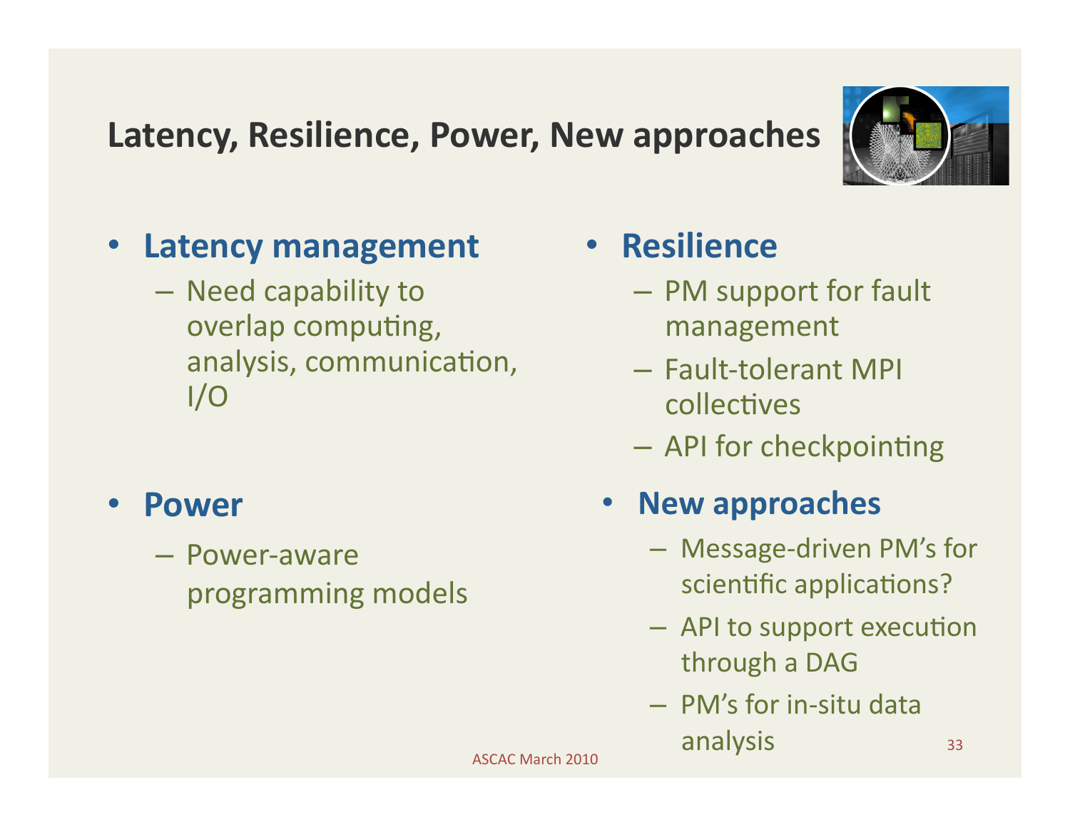# Latency, Resilience, Power, New approaches

- **Latency management**
  - Need capability to overlap computing, analysis, communication, I/O
- **Resilience**
  - PM support for fault management
  - Fault-tolerant MPI collectives
  - API for checkpointing
- **Power**
  - Power-aware programming models
- **New approaches**
  - Message-driven PM's for scientific applications?
  - API to support execution through a DAG
  - PM's for in-situ data analysis

ASCAC March 2010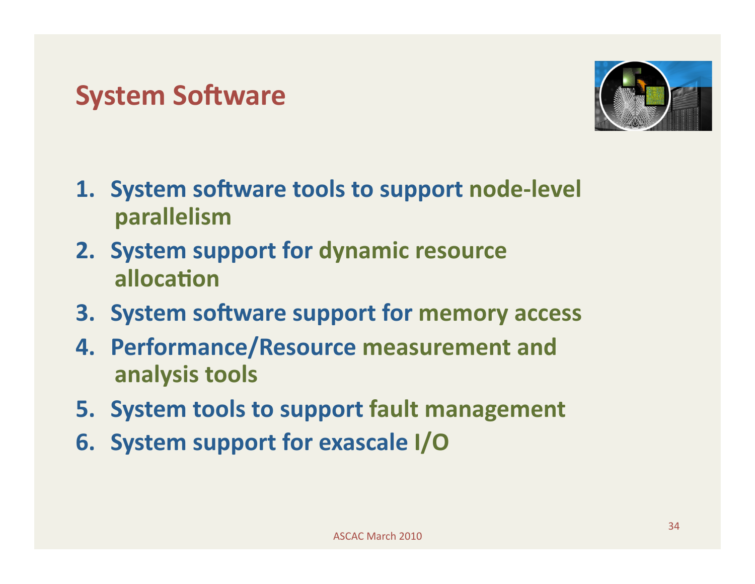# System Software

1. System software tools to support node-level parallelism
2. System support for dynamic resource allocation
3. System software support for memory access
4. Performance/Resource measurement and analysis tools
5. System tools to support fault management
6. System support for exascale I/O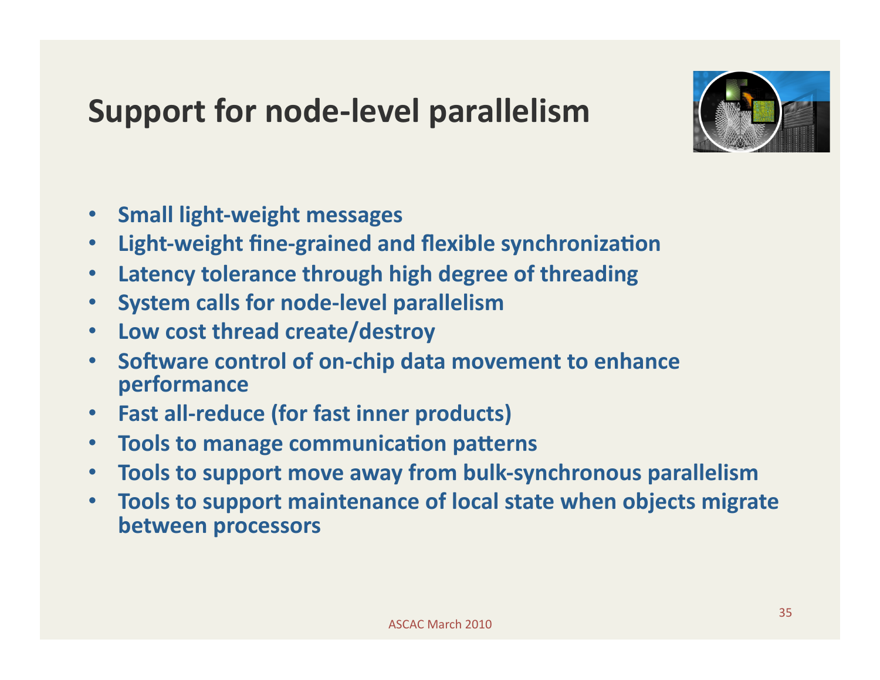# Support for node-level parallelism

- Small light-weight messages
- Light-weight fine-grained and flexible synchronization
- Latency tolerance through high degree of threading
- System calls for node-level parallelism
- Low cost thread create/destroy
- Software control of on-chip data movement to enhance performance
- Fast all-reduce (for fast inner products)
- Tools to manage communication patterns
- Tools to support move away from bulk-synchronous parallelism
- Tools to support maintenance of local state when objects migrate between processors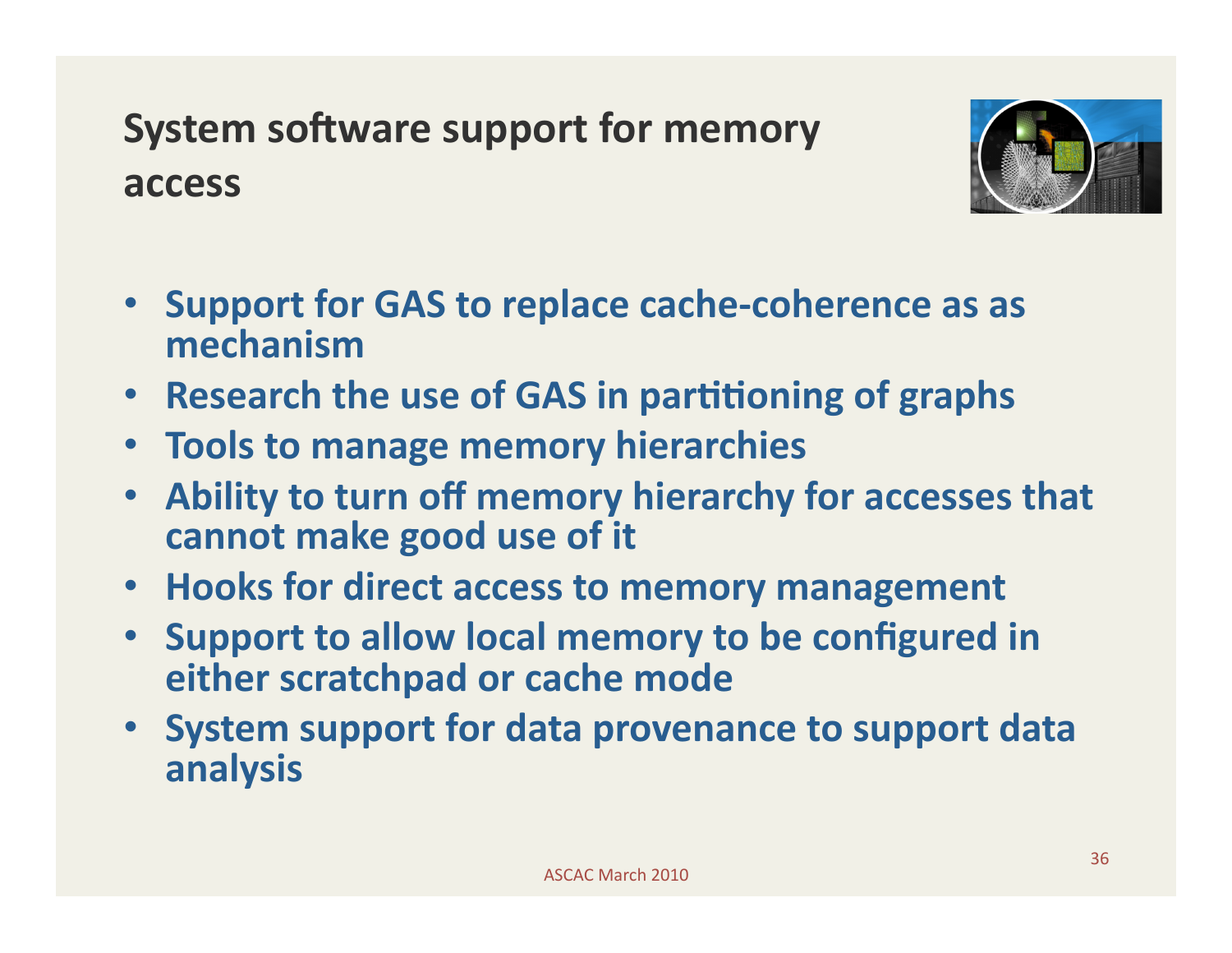# System software support for memory access

- Support for GAS to replace cache-coherence as as mechanism
- Research the use of GAS in partitioning of graphs
- Tools to manage memory hierarchies
- Ability to turn off memory hierarchy for accesses that cannot make good use of it
- Hooks for direct access to memory management
- Support to allow local memory to be configured in either scratchpad or cache mode
- System support for data provenance to support data analysis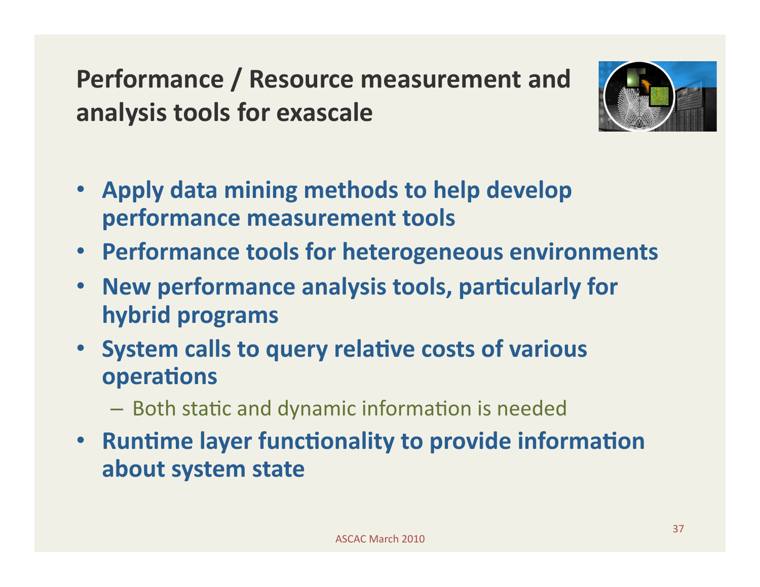# Performance / Resource measurement and analysis tools for exascale

- **Apply data mining methods to help develop performance measurement tools**
- **Performance tools for heterogeneous environments**
- **New performance analysis tools, particularly for hybrid programs**
- **System calls to query relative costs of various operations**
  - Both static and dynamic information is needed
- **Runtime layer functionality to provide information about system state**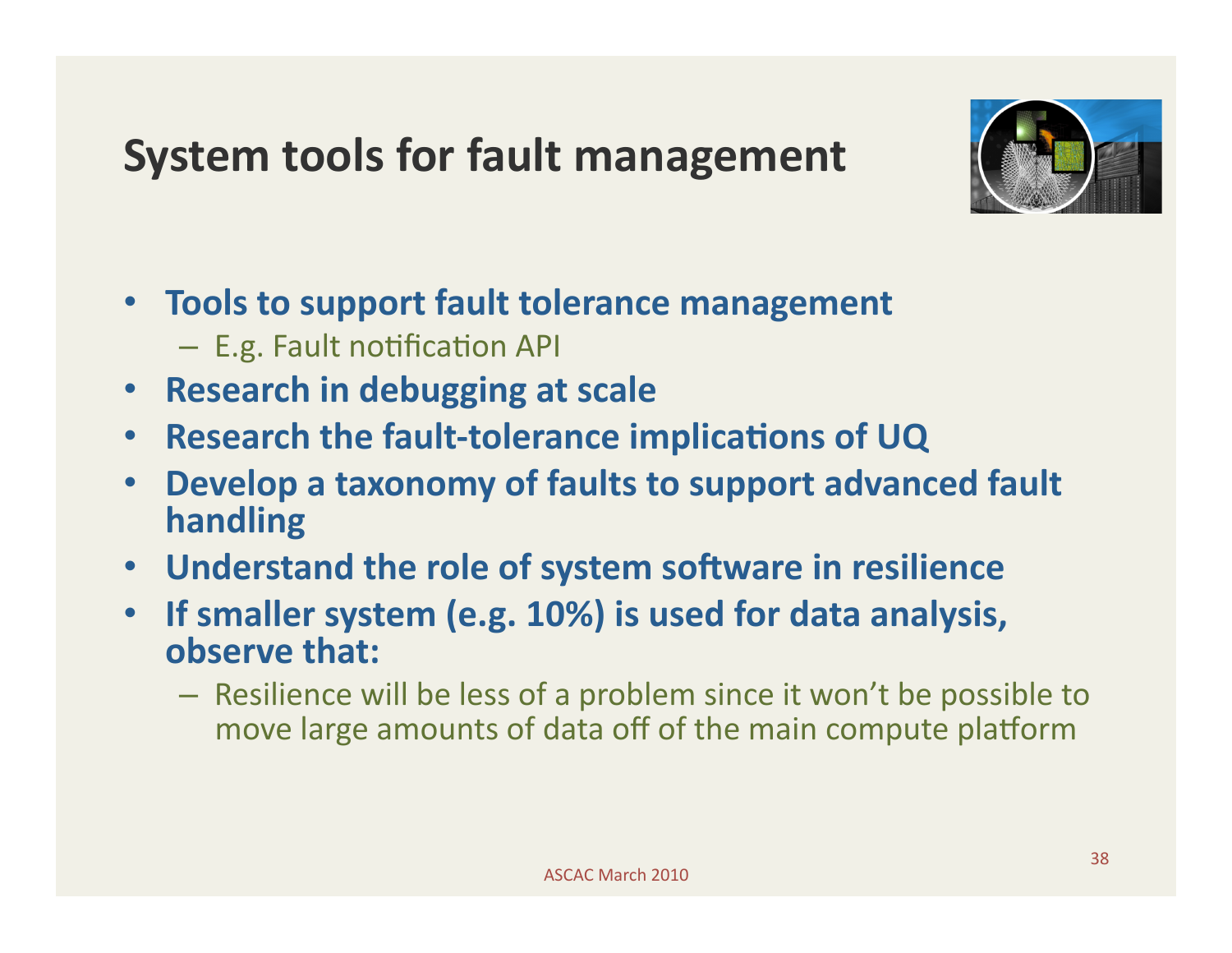# System tools for fault management

- **Tools to support fault tolerance management**
  - E.g. Fault notification API
- **Research in debugging at scale**
- **Research the fault-tolerance implications of UQ**
- **Develop a taxonomy of faults to support advanced fault handling**
- **Understand the role of system software in resilience**
- **If smaller system (e.g. 10%) is used for data analysis, observe that:**
  - Resilience will be less of a problem since it won't be possible to move large amounts of data off of the main compute platform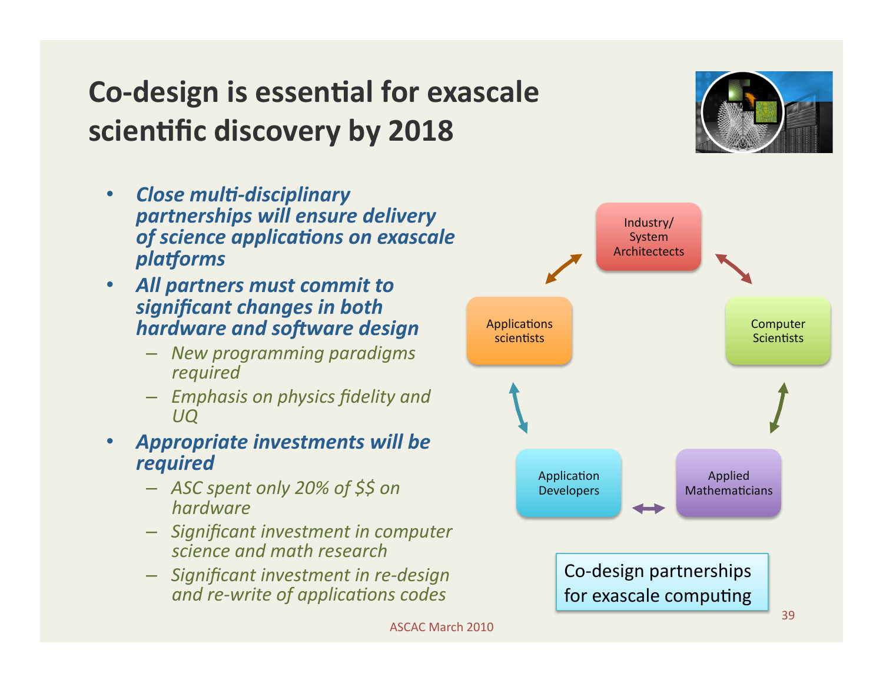# Co-design is essential for exascale scientific discovery by 2018

- ***Close multi-disciplinary partnerships will ensure delivery of science applications on exascale platforms***
- ***All partners must commit to significant changes in both hardware and software design***
  - *New programming paradigms required*
  - *Emphasis on physics fidelity and UQ*
- ***Appropriate investments will be required***
  - *ASC spent only 20% of $$ on hardware*
  - *Significant investment in computer science and math research*
  - *Significant investment in re-design and re-write of applications codes*

Industry/ System Architectects

Applications scientists

Computer Scientists

Application Developers

Applied Mathematicians

Co-design partnerships for exascale computing

ASCAC March 2010